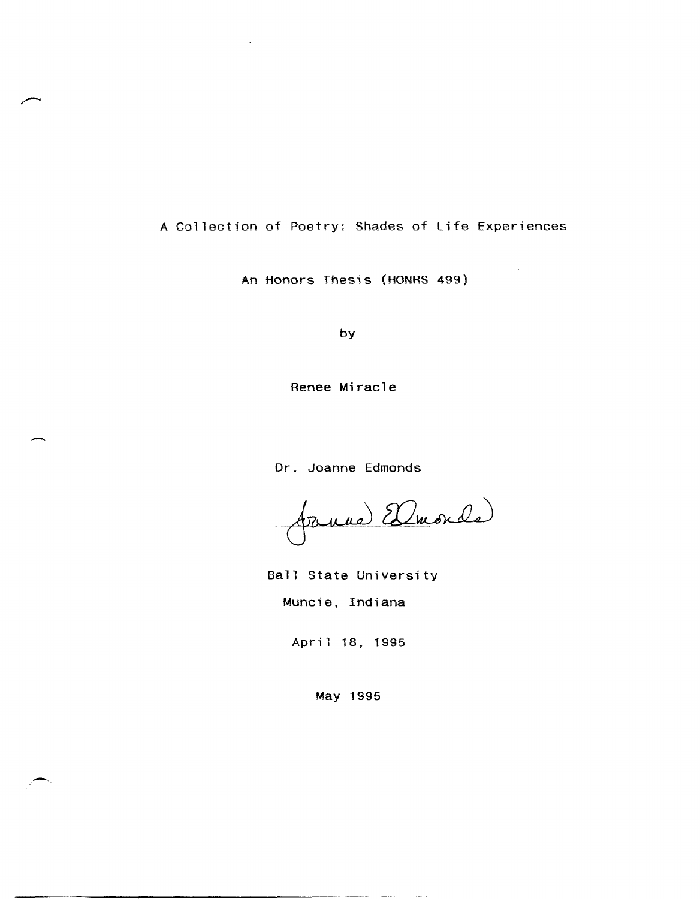# A Collection of Poetry: Shades of Life Experiences

An Honors Thesis (HONRS 499)

by

Renee Miracle

Dr. Joanne Edmonds

Ball State University

Muncie, Indiana

April 18, 1995

May 1995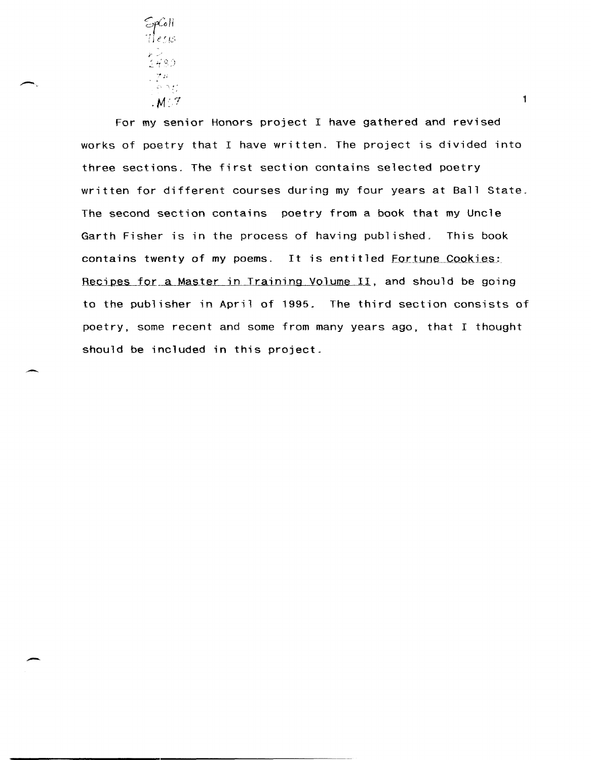For my senior Honors project I have gathered and revised works of poetry that I have written. The project is divided into three sections. The first section contains selected poetry written for different courses during my four years at Ball State. The second section contains poetry from a book that my Uncle Garth Fisher is in the process of having published. This book contains twenty of my poems. It is entitled Fortune Cookies: Recipes for a Master in Training Volume II, and should be going to the publisher in April of 1995. The third section consists of poetry, some recent and some from many years ago, that I thought should be included in this project.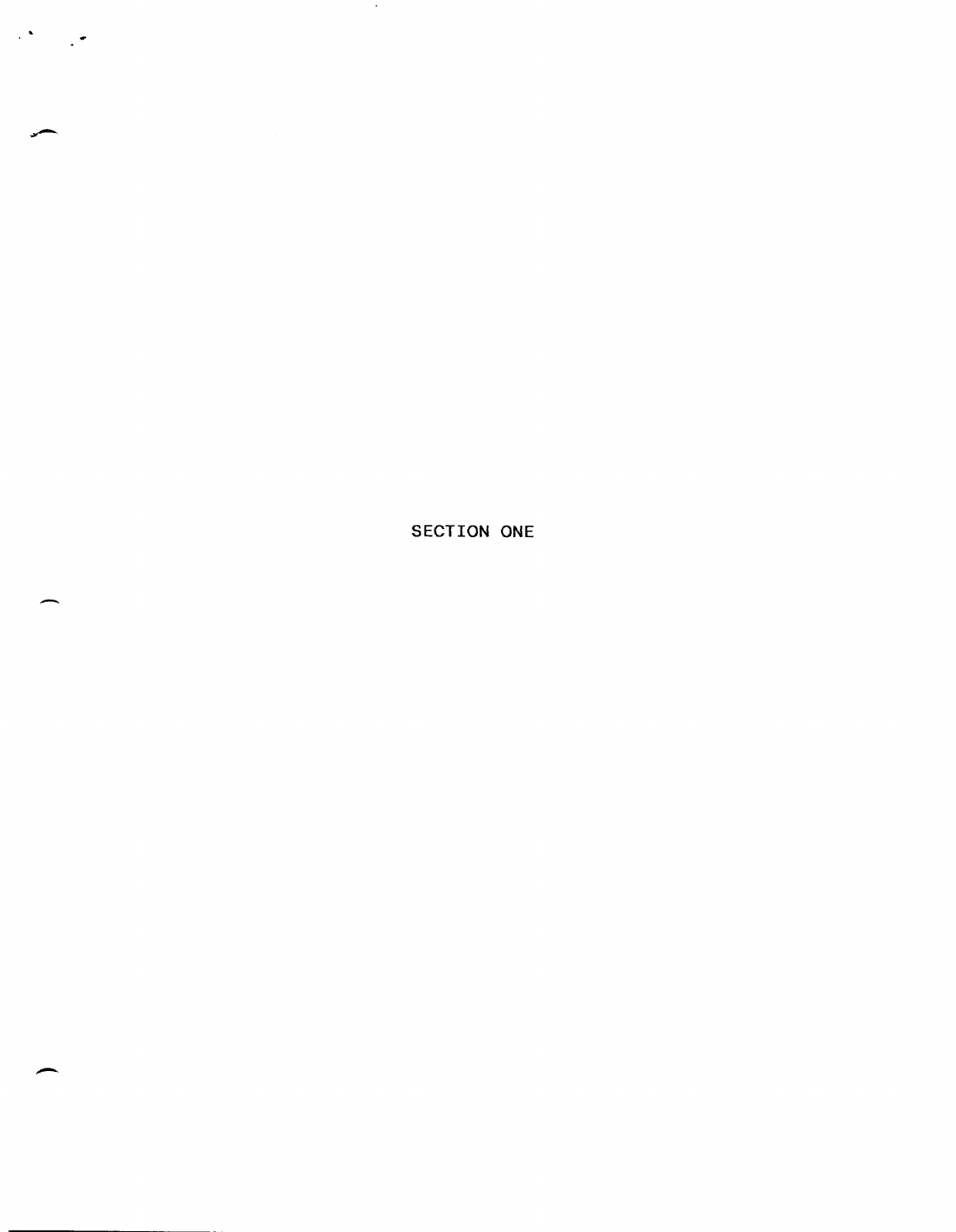# SECTION ONE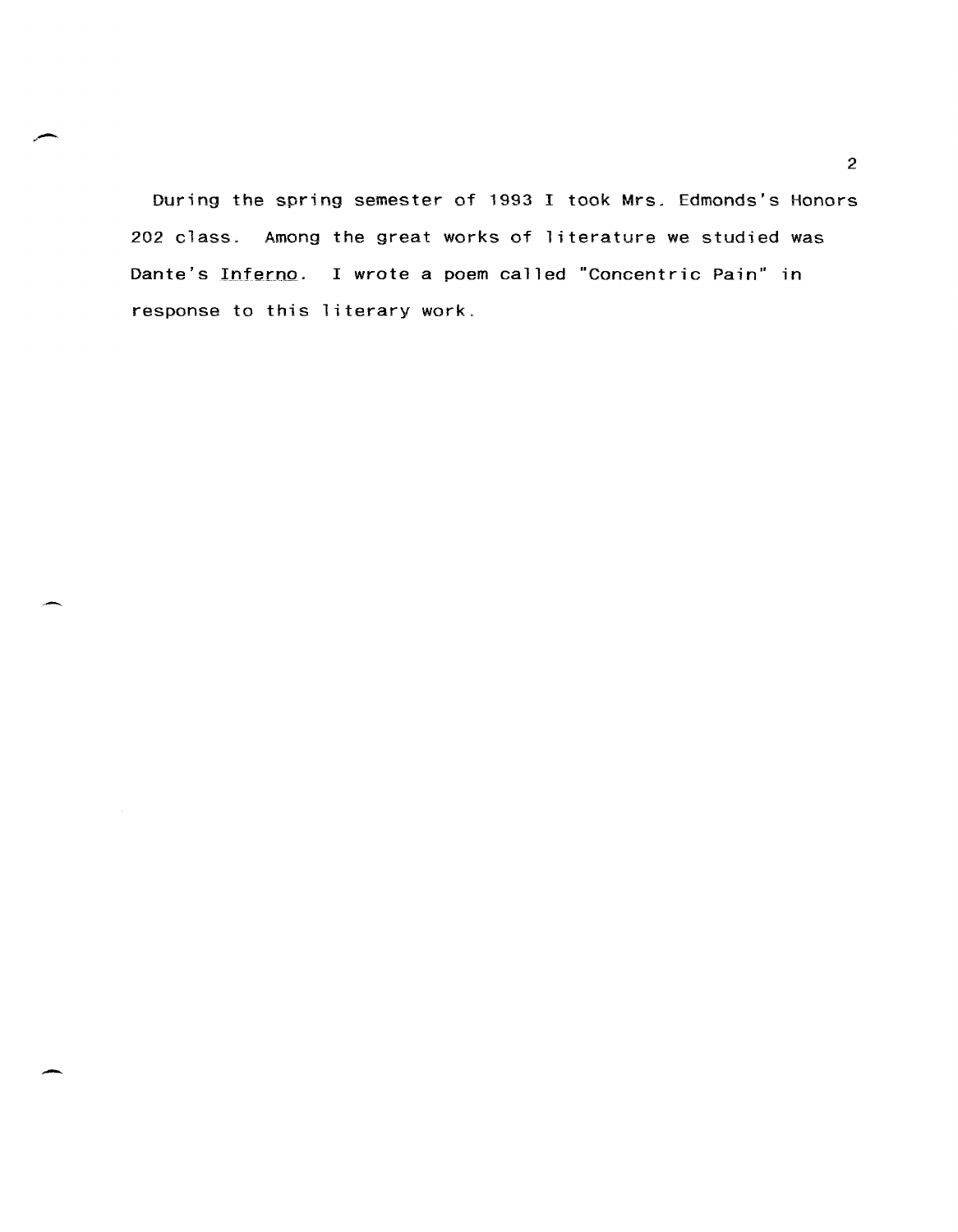During the spring semester of 1993 I took Mrs. Edmonds's Honors 202 class. Among the great works of literature we studied was Dante's Inferno. I wrote a poem called "Concentric Pain" in response to this literary work.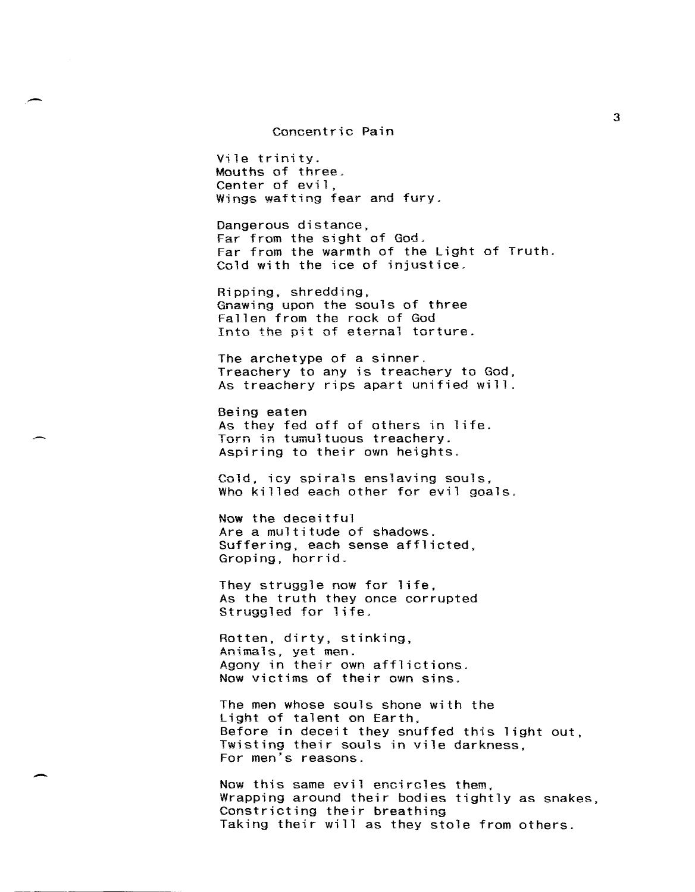## Concentric Pain

Vile trinity.
Mouths of three.
Center of evil,
Wings wafting fear and fury.

Dangerous distance,
Far from the sight of God.
Far from the warmth of the Light of Truth.
Cold with the ice of injustice.

Ripping, shredding,
Gnawing upon the souls of three
Fallen from the rock of God
Into the pit of eternal torture.

The archetype of a sinner.
Treachery to any is treachery to God,
As treachery rips apart unified will.

Being eaten
As they fed off of others in life.
Torn in tumultuous treachery.
Aspiring to their own heights.

Cold, icy spirals enslaving souls,
Who killed each other for evil goals.

Now the deceitful
Are a multitude of shadows.
Suffering, each sense afflicted,
Groping, horrid.

They struggle now for life,
As the truth they once corrupted
Struggled for life.

Rotten, dirty, stinking,
Animals, yet men.
Agony in their own afflictions.
Now victims of their own sins.

The men whose souls shone with the
Light of talent on Earth,
Before in deceit they snuffed this light out,
Twisting their souls in vile darkness,
For men's reasons.

Now this same evil encircles them,
Wrapping around their bodies tightly as snakes,
Constricting their breathing
Taking their will as they stole from others.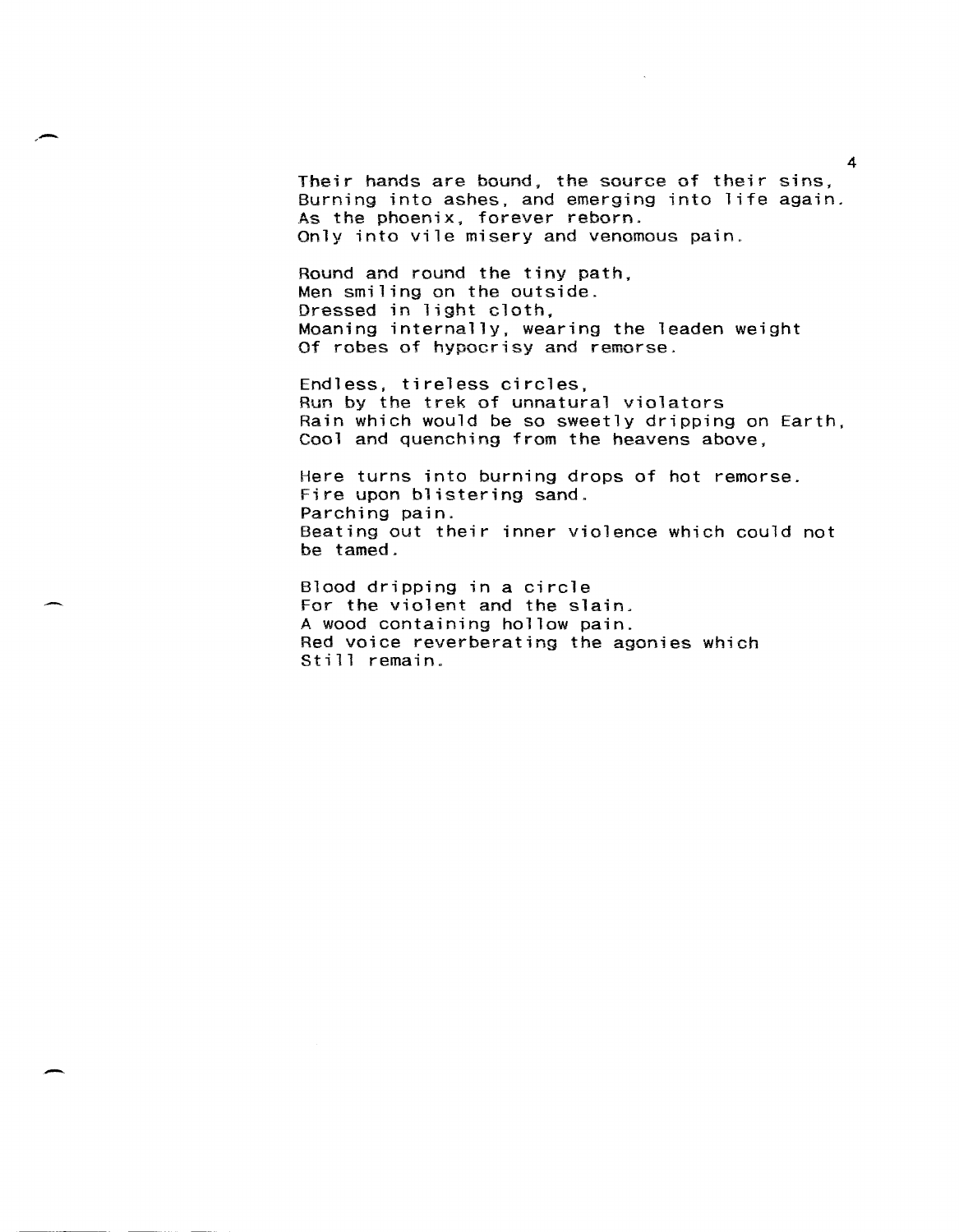Their hands are bound, the source of their sins,
Burning into ashes, and emerging into life again.
As the phoenix, forever reborn.
Only into vile misery and venomous pain.

Round and round the tiny path,
Men smiling on the outside.
Dressed in light cloth,
Moaning internally, wearing the leaden weight
Of robes of hypocrisy and remorse.

Endless, tireless circles,
Run by the trek of unnatural violators
Rain which would be so sweetly dripping on Earth,
Cool and quenching from the heavens above,

Here turns into burning drops of hot remorse.
Fire upon blistering sand.
Parching pain.
Beating out their inner violence which could not
be tamed.

Blood dripping in a circle
For the violent and the slain.
A wood containing hollow pain.
Red voice reverberating the agonies which
Still remain.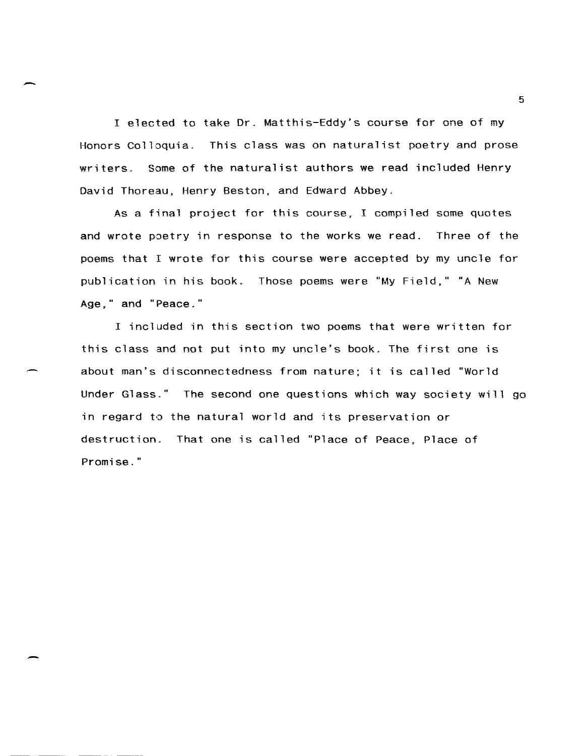I elected to take Dr. Matthis-Eddy's course for one of my Honors Colloquia. This class was on naturalist poetry and prose writers. Some of the naturalist authors we read included Henry David Thoreau, Henry Beston, and Edward Abbey.

As a final project for this course, I compiled some quotes and wrote poetry in response to the works we read. Three of the poems that I wrote for this course were accepted by my uncle for publication in his book. Those poems were "My Field," "A New Age," and "Peace."

I included in this section two poems that were written for this class and not put into my uncle's book. The first one is about man's disconnectedness from nature; it is called "World Under Glass." The second one questions which way society will go in regard to the natural world and its preservation or destruction. That one is called "Place of Peace, Place of Promise."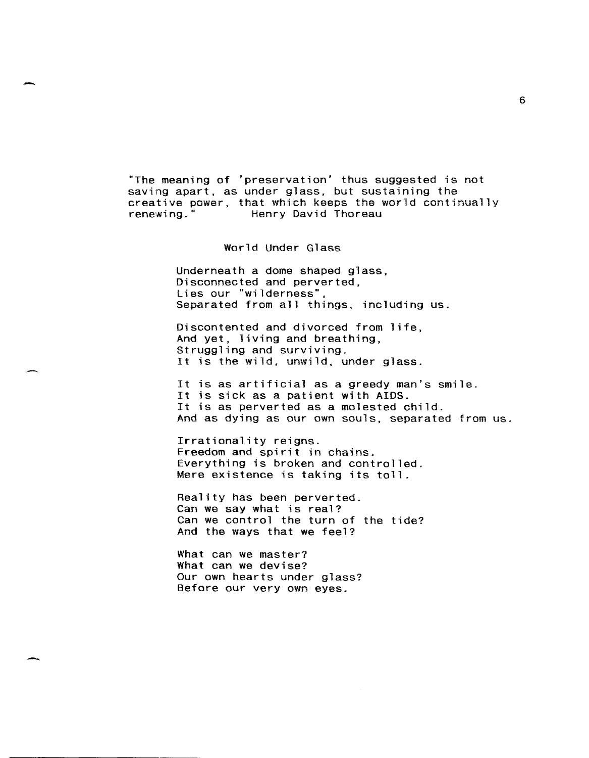"The meaning of 'preservation' thus suggested is not saving apart, as under glass, but sustaining the creative power, that which keeps the world continually renewing."    Henry David Thoreau

## World Under Glass

Underneath a dome shaped glass,  
Disconnected and perverted,  
Lies our "wilderness",  
Separated from all things, including us.

Discontented and divorced from life,  
And yet, living and breathing,  
Struggling and surviving.  
It is the wild, unwild, under glass.

It is as artificial as a greedy man's smile.  
It is sick as a patient with AIDS.  
It is as perverted as a molested child.  
And as dying as our own souls, separated from us.

Irrationality reigns.  
Freedom and spirit in chains.  
Everything is broken and controlled.  
Mere existence is taking its toll.

Reality has been perverted.  
Can we say what is real?  
Can we control the turn of the tide?  
And the ways that we feel?

What can we master?  
What can we devise?  
Our own hearts under glass?  
Before our very own eyes.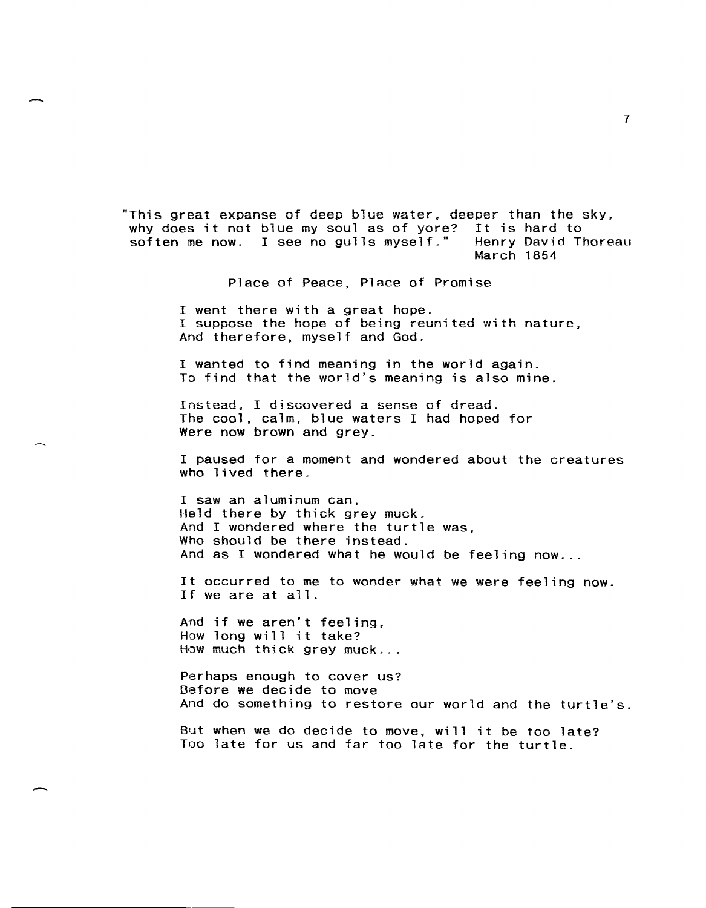"This great expanse of deep blue water, deeper than the sky, why does it not blue my soul as of yore? It is hard to soften me now. I see no gulls myself." Henry David Thoreau
March 1854

## Place of Peace, Place of Promise

I went there with a great hope.
I suppose the hope of being reunited with nature,
And therefore, myself and God.

I wanted to find meaning in the world again.
To find that the world's meaning is also mine.

Instead, I discovered a sense of dread.
The cool, calm, blue waters I had hoped for
Were now brown and grey.

I paused for a moment and wondered about the creatures who lived there.

I saw an aluminum can,
Held there by thick grey muck.
And I wondered where the turtle was,
Who should be there instead.
And as I wondered what he would be feeling now...

It occurred to me to wonder what we were feeling now.
If we are at all.

And if we aren't feeling,
How long will it take?
How much thick grey muck...

Perhaps enough to cover us?
Before we decide to move
And do something to restore our world and the turtle's.

But when we do decide to move, will it be too late?
Too late for us and far too late for the turtle.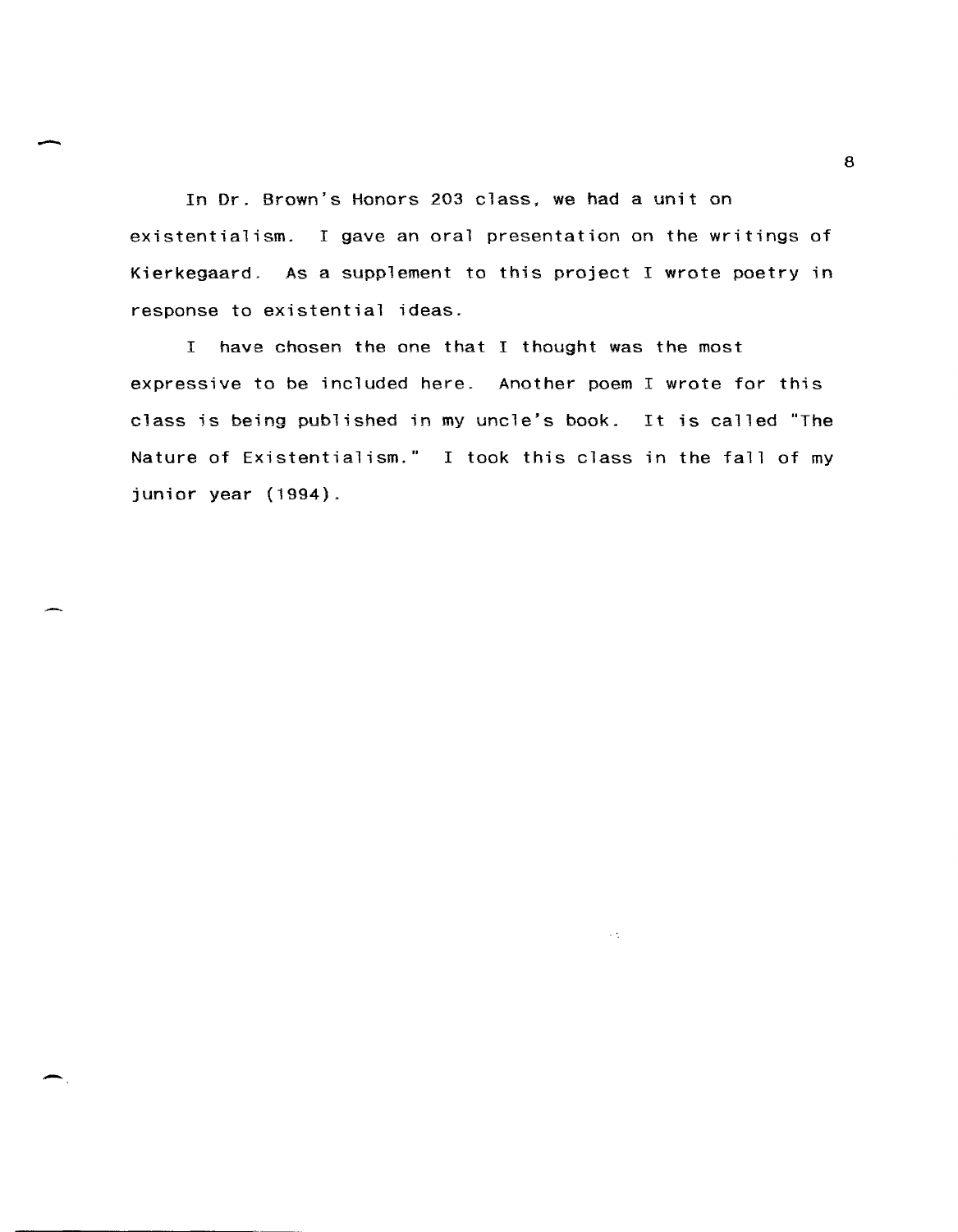In Dr. Brown's Honors 203 class, we had a unit on existentialism. I gave an oral presentation on the writings of Kierkegaard. As a supplement to this project I wrote poetry in response to existential ideas.

I have chosen the one that I thought was the most expressive to be included here. Another poem I wrote for this class is being published in my uncle's book. It is called "The Nature of Existentialism." I took this class in the fall of my junior year (1994).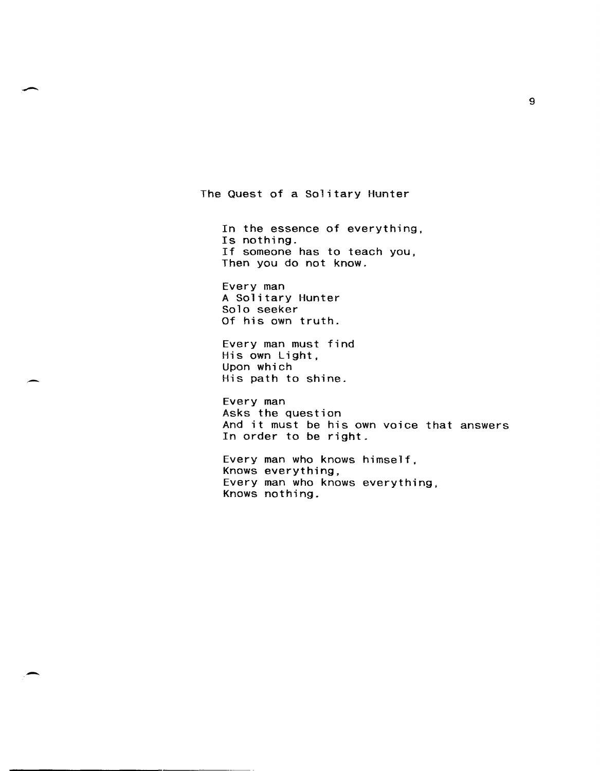## The Quest of a Solitary Hunter

In the essence of everything,  
Is nothing.  
If someone has to teach you,  
Then you do not know.

Every man  
A Solitary Hunter  
Solo seeker  
Of his own truth.

Every man must find  
His own Light,  
Upon which  
His path to shine.

Every man  
Asks the question  
And it must be his own voice that answers  
In order to be right.

Every man who knows himself,  
Knows everything,  
Every man who knows everything,  
Knows nothing.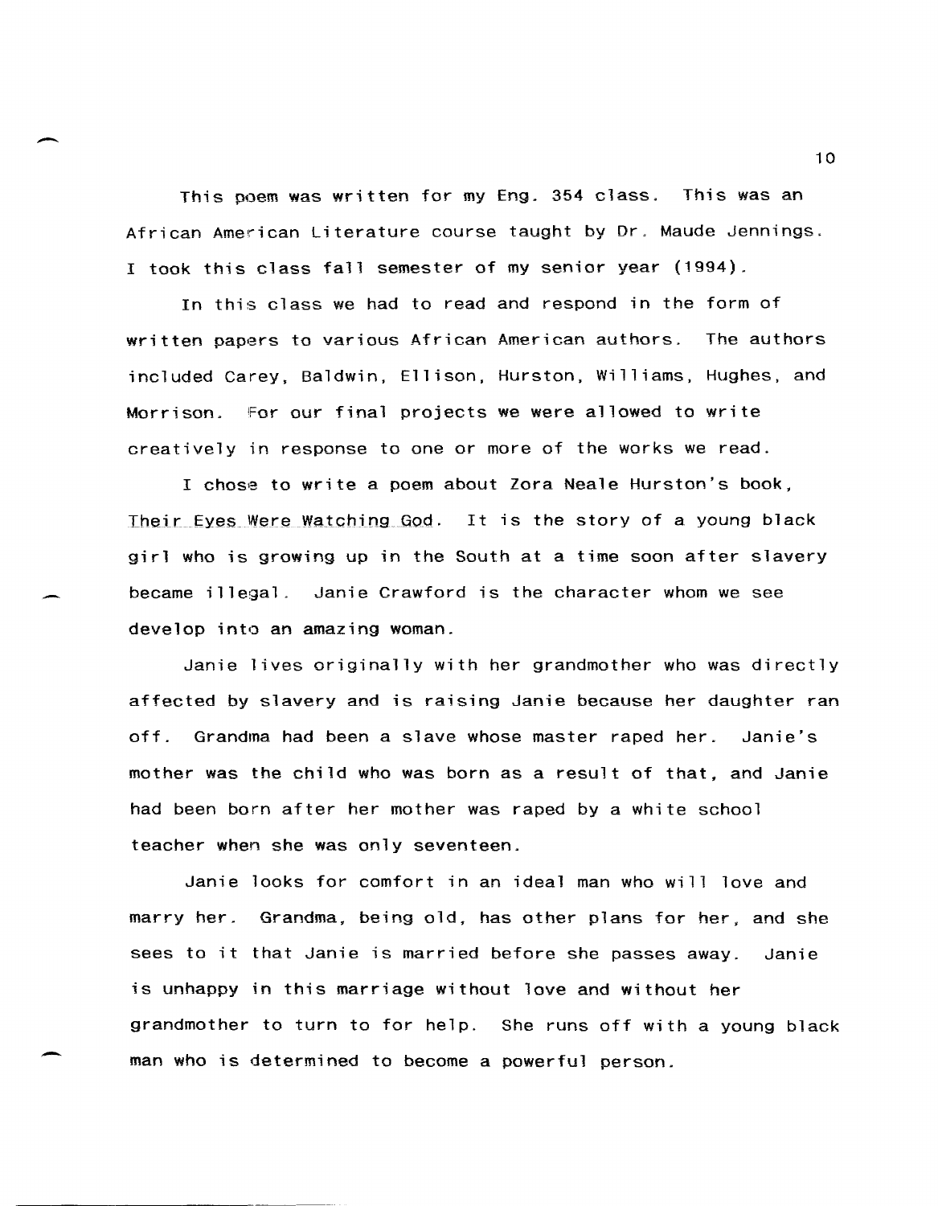This poem was written for my Eng. 354 class. This was an African American Literature course taught by Dr. Maude Jennings. I took this class fall semester of my senior year (1994).

In this class we had to read and respond in the form of written papers to various African American authors. The authors included Carey, Baldwin, Ellison, Hurston, Williams, Hughes, and Morrison. For our final projects we were allowed to write creatively in response to one or more of the works we read.

I chose to write a poem about Zora Neale Hurston's book, Their Eyes Were Watching God. It is the story of a young black girl who is growing up in the South at a time soon after slavery became illegal. Janie Crawford is the character whom we see develop into an amazing woman.

Janie lives originally with her grandmother who was directly affected by slavery and is raising Janie because her daughter ran off. Grandma had been a slave whose master raped her. Janie's mother was the child who was born as a result of that, and Janie had been born after her mother was raped by a white school teacher when she was only seventeen.

Janie looks for comfort in an ideal man who will love and marry her. Grandma, being old, has other plans for her, and she sees to it that Janie is married before she passes away. Janie is unhappy in this marriage without love and without her grandmother to turn to for help. She runs off with a young black man who is determined to become a powerful person.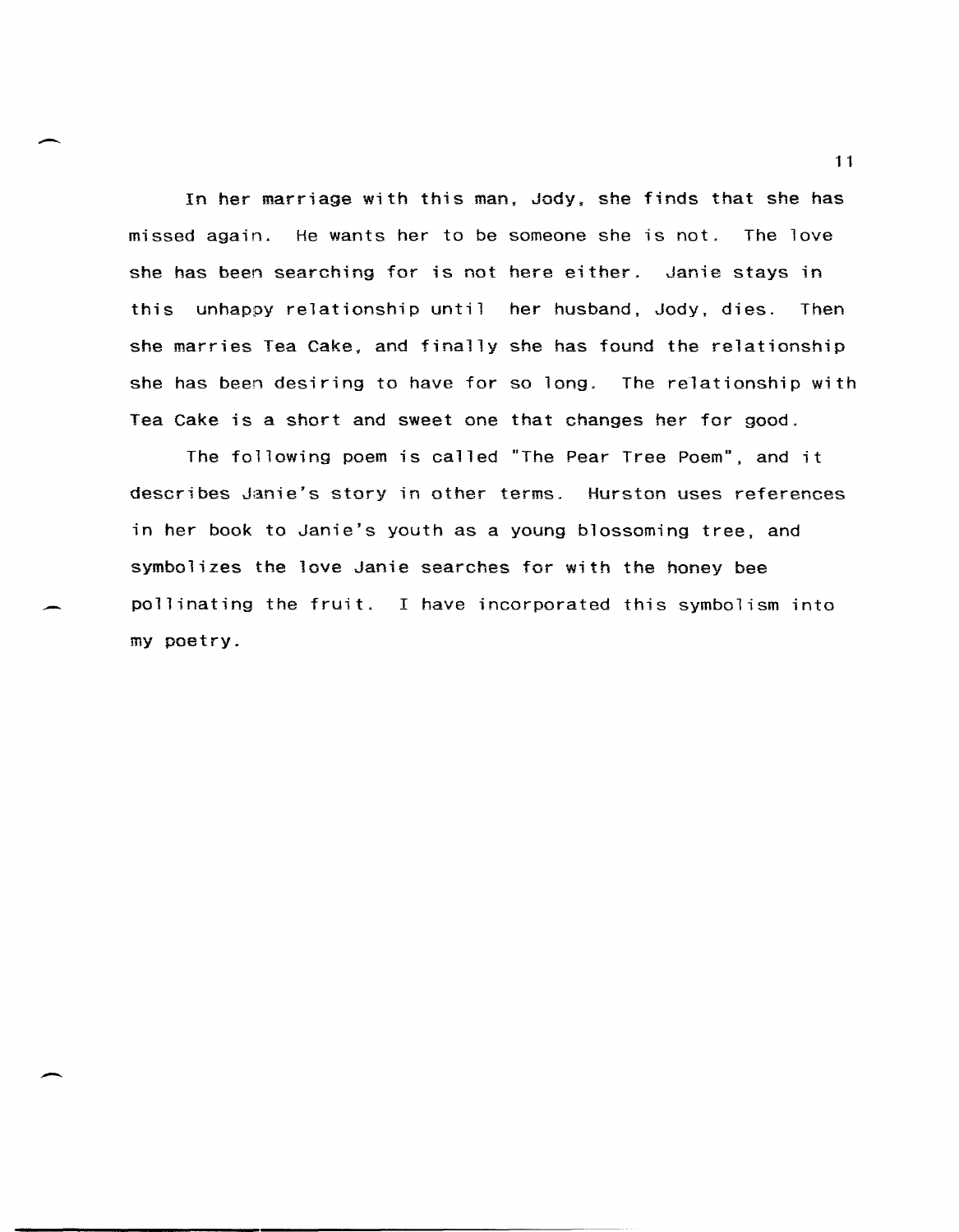In her marriage with this man, Jody, she finds that she has missed again. He wants her to be someone she is not. The love she has been searching for is not here either. Janie stays in this unhappy relationship until her husband, Jody, dies. Then she marries Tea Cake, and finally she has found the relationship she has been desiring to have for so long. The relationship with Tea Cake is a short and sweet one that changes her for good.

The following poem is called "The Pear Tree Poem", and it describes Janie's story in other terms. Hurston uses references in her book to Janie's youth as a young blossoming tree, and symbolizes the love Janie searches for with the honey bee pollinating the fruit. I have incorporated this symbolism into my poetry.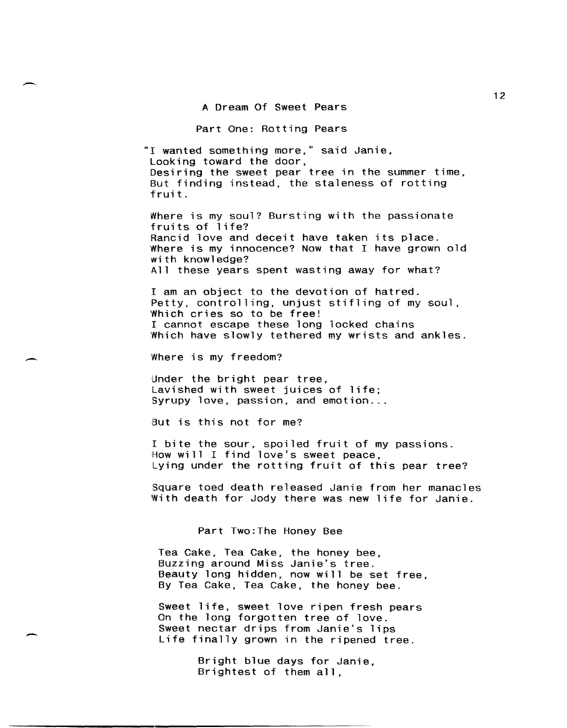## A Dream Of Sweet Pears

### Part One: Rotting Pears

"I wanted something more," said Janie,
Looking toward the door,
Desiring the sweet pear tree in the summer time,
But finding instead, the staleness of rotting fruit.

Where is my soul? Bursting with the passionate fruits of life?
Rancid love and deceit have taken its place.
Where is my innocence? Now that I have grown old with knowledge?
All these years spent wasting away for what?

I am an object to the devotion of hatred.
Petty, controlling, unjust stifling of my soul,
Which cries so to be free!
I cannot escape these long locked chains
Which have slowly tethered my wrists and ankles.

Where is my freedom?

Under the bright pear tree,
Lavished with sweet juices of life;
Syrupy love, passion, and emotion...

But is this not for me?

I bite the sour, spoiled fruit of my passions.
How will I find love's sweet peace,
Lying under the rotting fruit of this pear tree?

Square toed death released Janie from her manacles
With death for Jody there was new life for Janie.

### Part Two:The Honey Bee

Tea Cake, Tea Cake, the honey bee,
Buzzing around Miss Janie's tree.
Beauty long hidden, now will be set free,
By Tea Cake, Tea Cake, the honey bee.

Sweet life, sweet love ripen fresh pears
On the long forgotten tree of love.
Sweet nectar drips from Janie's lips
Life finally grown in the ripened tree.

Bright blue days for Janie,
Brightest of them all,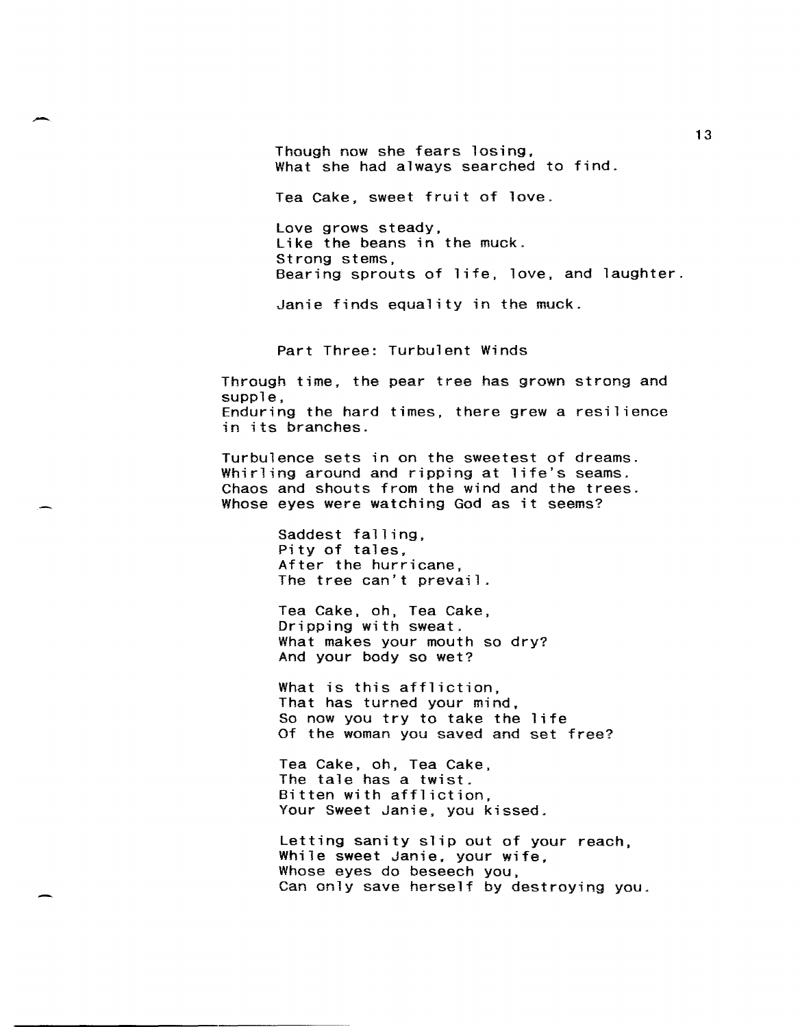Though now she fears losing,
What she had always searched to find.

Tea Cake, sweet fruit of love.

Love grows steady,
Like the beans in the muck.
Strong stems,
Bearing sprouts of life, love, and laughter.

Janie finds equality in the muck.

Part Three: Turbulent Winds

Through time, the pear tree has grown strong and supple,
Enduring the hard times, there grew a resilience in its branches.

Turbulence sets in on the sweetest of dreams.
Whirling around and ripping at life's seams.
Chaos and shouts from the wind and the trees.
Whose eyes were watching God as it seems?

Saddest falling,
Pity of tales,
After the hurricane,
The tree can't prevail.

Tea Cake, oh, Tea Cake,
Dripping with sweat.
What makes your mouth so dry?
And your body so wet?

What is this affliction,
That has turned your mind,
So now you try to take the life
Of the woman you saved and set free?

Tea Cake, oh, Tea Cake,
The tale has a twist.
Bitten with affliction,
Your Sweet Janie, you kissed.

Letting sanity slip out of your reach,
While sweet Janie, your wife,
Whose eyes do beseech you,
Can only save herself by destroying you.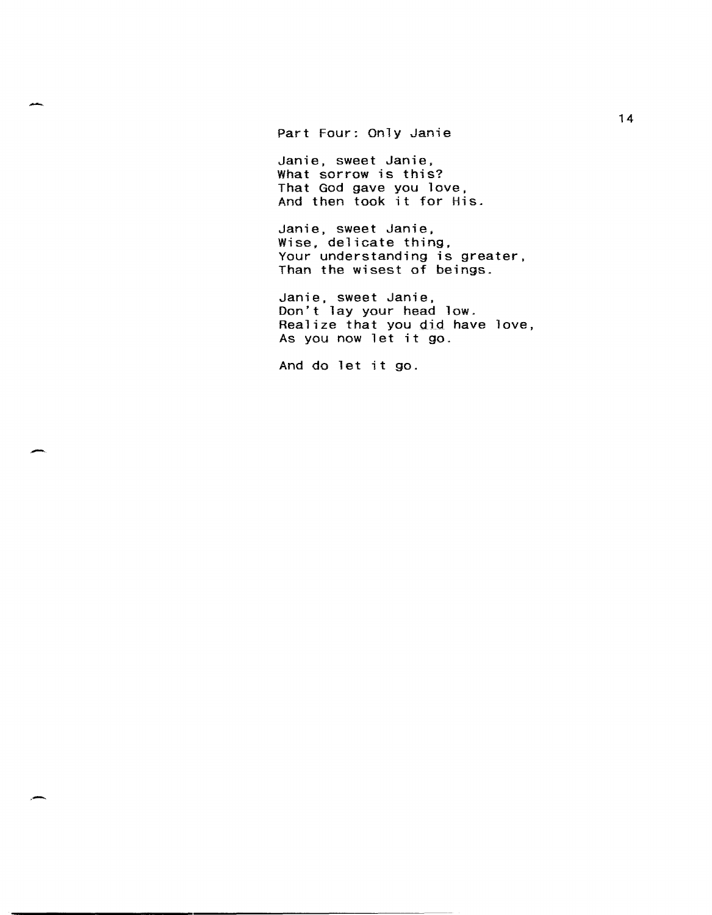## Part Four: Only Janie

Janie, sweet Janie,  
What sorrow is this?  
That God gave you love,  
And then took it for His.

Janie, sweet Janie,  
Wise, delicate thing,  
Your understanding is greater,  
Than the wisest of beings.

Janie, sweet Janie,  
Don't lay your head low.  
Realize that you _did_ have love,  
As you now let it go.

And do let it go.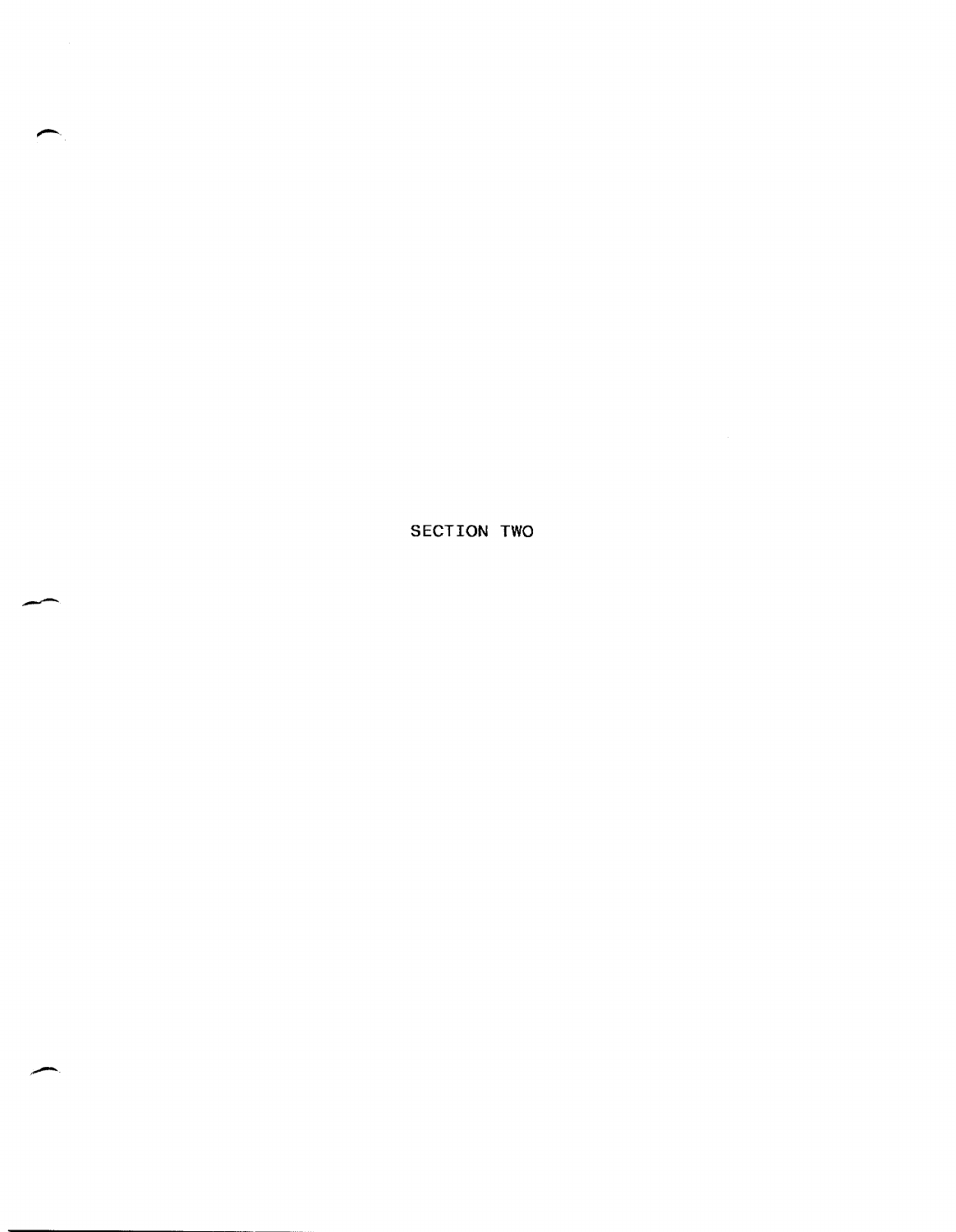# SECTION TWO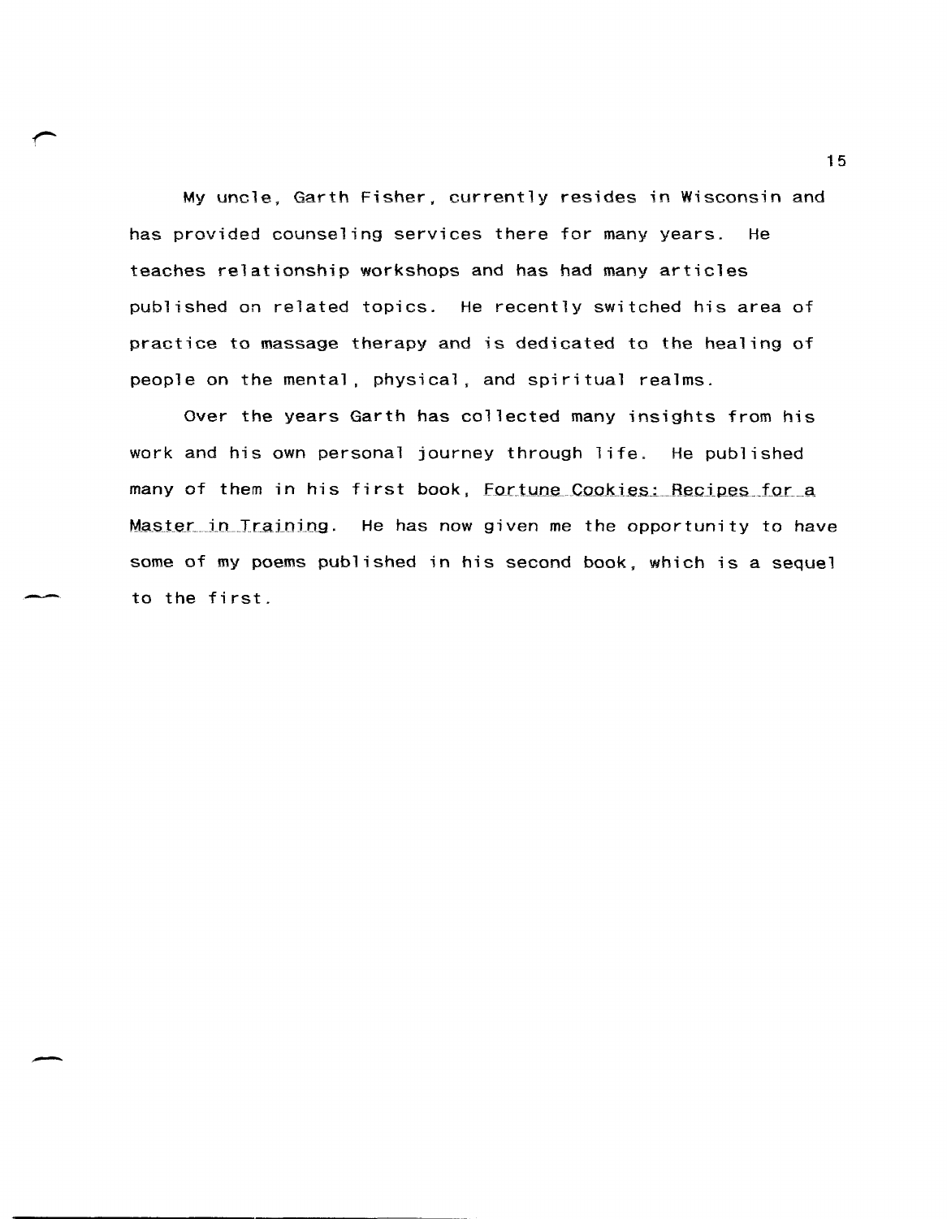My uncle, Garth Fisher, currently resides in Wisconsin and has provided counseling services there for many years. He teaches relationship workshops and has had many articles published on related topics. He recently switched his area of practice to massage therapy and is dedicated to the healing of people on the mental, physical, and spiritual realms.

Over the years Garth has collected many insights from his work and his own personal journey through life. He published many of them in his first book, <u>Fortune Cookies: Recipes for a Master in Training</u>. He has now given me the opportunity to have some of my poems published in his second book, which is a sequel to the first.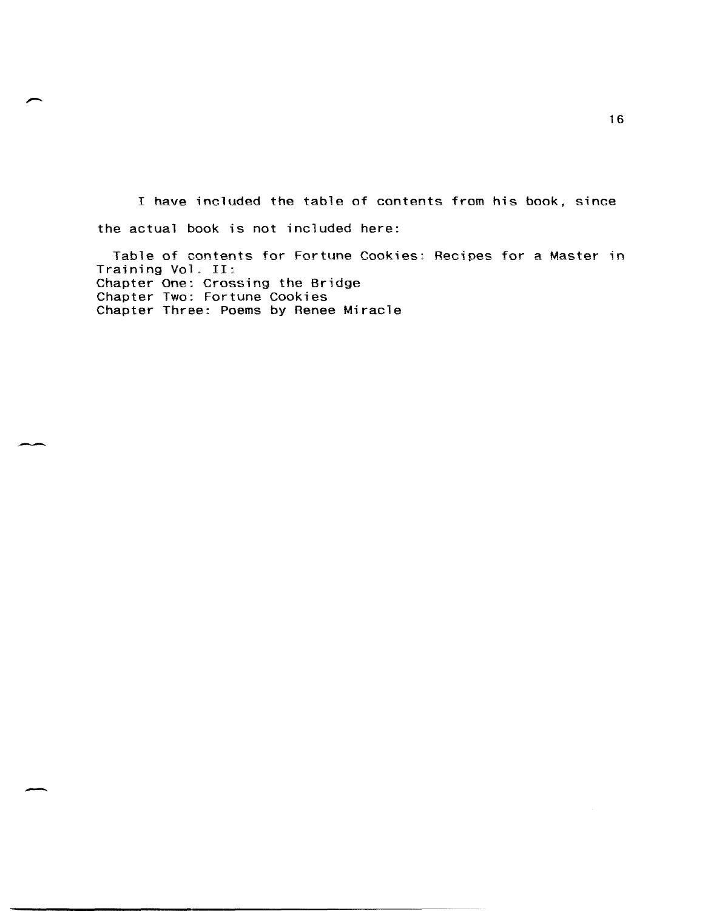I have included the table of contents from his book, since the actual book is not included here:

Table of contents for Fortune Cookies: Recipes for a Master in Training Vol. II:
Chapter One: Crossing the Bridge
Chapter Two: Fortune Cookies
Chapter Three: Poems by Renee Miracle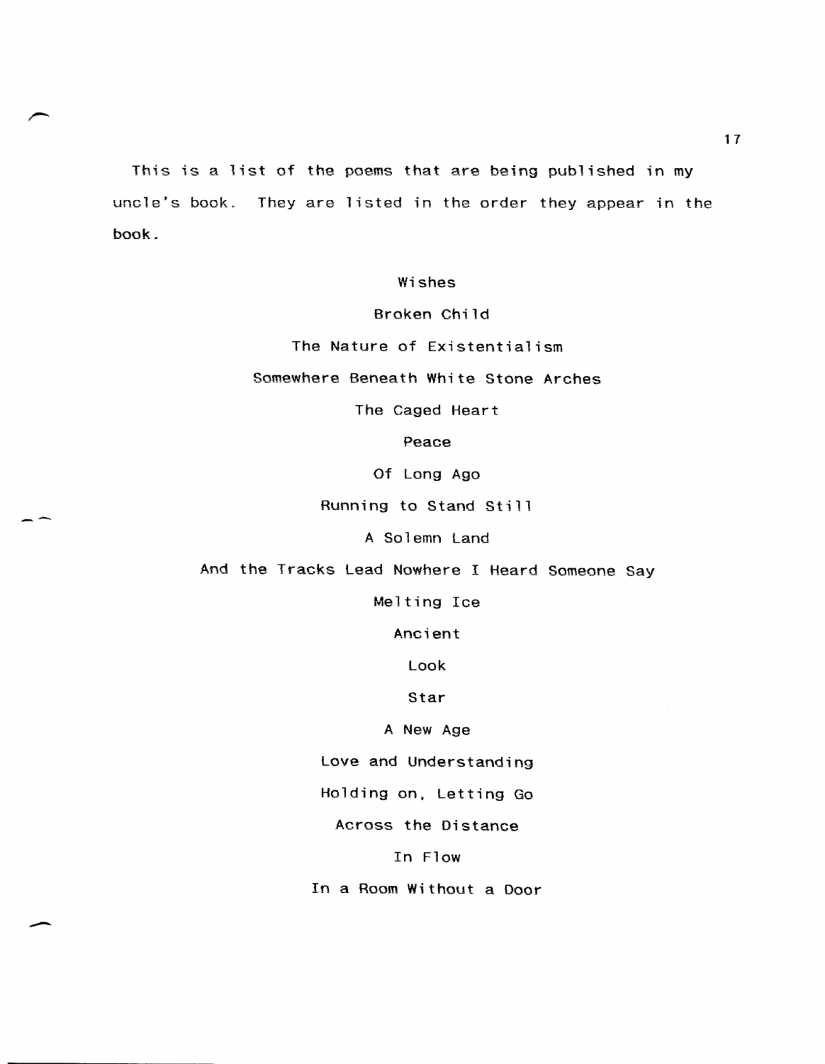This is a list of the poems that are being published in my uncle's book. They are listed in the order they appear in the book.

Wishes

Broken Child

The Nature of Existentialism

Somewhere Beneath White Stone Arches

The Caged Heart

Peace

Of Long Ago

Running to Stand Still

A Solemn Land

And the Tracks Lead Nowhere I Heard Someone Say

Melting Ice

Ancient

Look

Star

A New Age

Love and Understanding

Holding on, Letting Go

Across the Distance

In Flow

In a Room Without a Door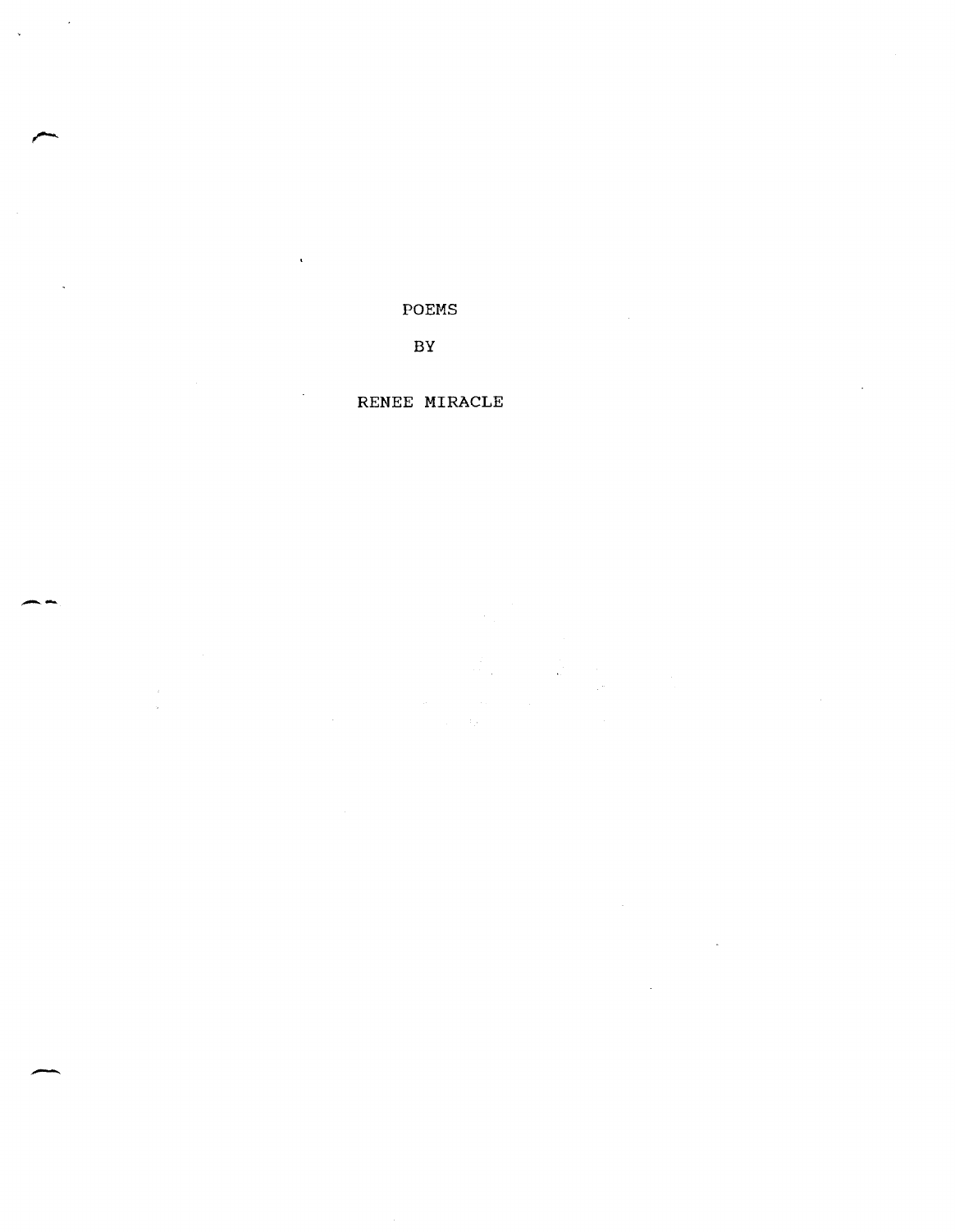# POEMS

BY

RENEE MIRACLE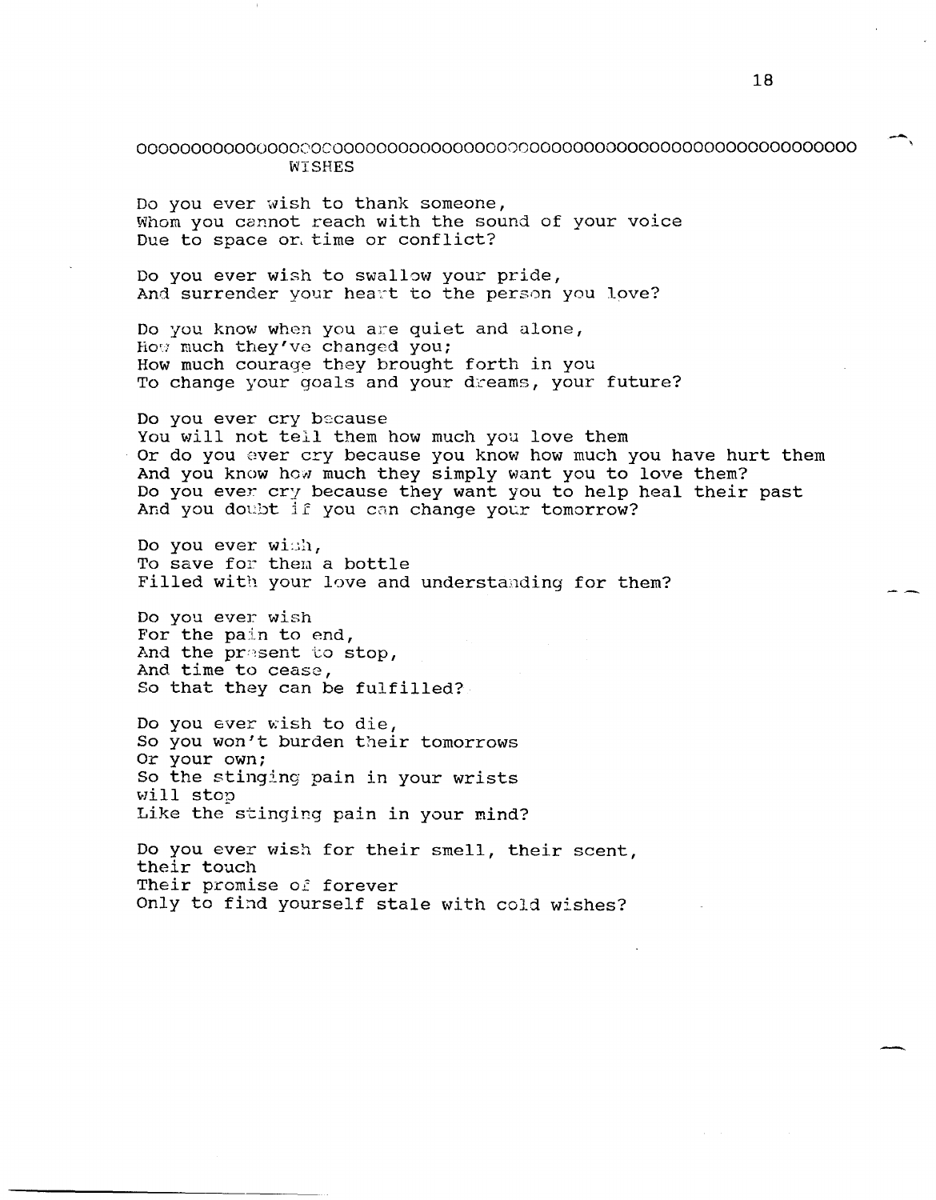oooooooooooooooooooooooooooooooooooooooooooooooooooooooooooooooooooooooooo

## WISHES

Do you ever wish to thank someone,
Whom you cannot reach with the sound of your voice
Due to space or time or conflict?

Do you ever wish to swallow your pride,
And surrender your heart to the person you love?

Do you know when you are quiet and alone,
How much they've changed you;
How much courage they brought forth in you
To change your goals and your dreams, your future?

Do you ever cry because
You will not tell them how much you love them
Or do you ever cry because you know how much you have hurt them
And you know how much they simply want you to love them?
Do you ever cry because they want you to help heal their past
And you doubt if you can change your tomorrow?

Do you ever wish,
To save for them a bottle
Filled with your love and understanding for them?

Do you ever wish
For the pain to end,
And the present to stop,
And time to cease,
So that they can be fulfilled?

Do you ever wish to die,
So you won't burden their tomorrows
Or your own;
So the stinging pain in your wrists
will stop
Like the stinging pain in your mind?

Do you ever wish for their smell, their scent,
their touch
Their promise of forever
Only to find yourself stale with cold wishes?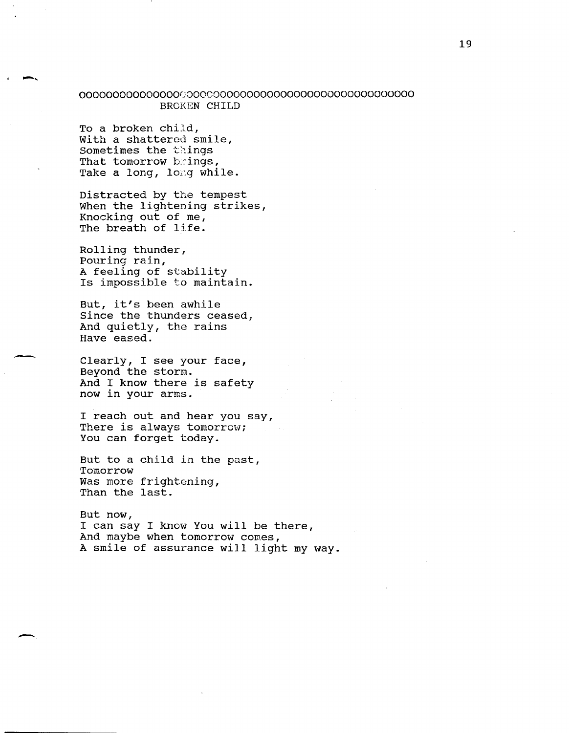oooooooooooooooooooooooooooooooooooooooooooooooooo

## BROKEN CHILD

To a broken child,  
With a shattered smile,  
Sometimes the things  
That tomorrow brings,  
Take a long, long while.

Distracted by the tempest  
When the lightening strikes,  
Knocking out of me,  
The breath of life.

Rolling thunder,  
Pouring rain,  
A feeling of stability  
Is impossible to maintain.

But, it's been awhile  
Since the thunders ceased,  
And quietly, the rains  
Have eased.

Clearly, I see your face,  
Beyond the storm.  
And I know there is safety  
now in your arms.

I reach out and hear you say,  
There is always tomorrow;  
You can forget today.

But to a child in the past,  
Tomorrow  
Was more frightening,  
Than the last.

But now,  
I can say I know You will be there,  
And maybe when tomorrow comes,  
A smile of assurance will light my way.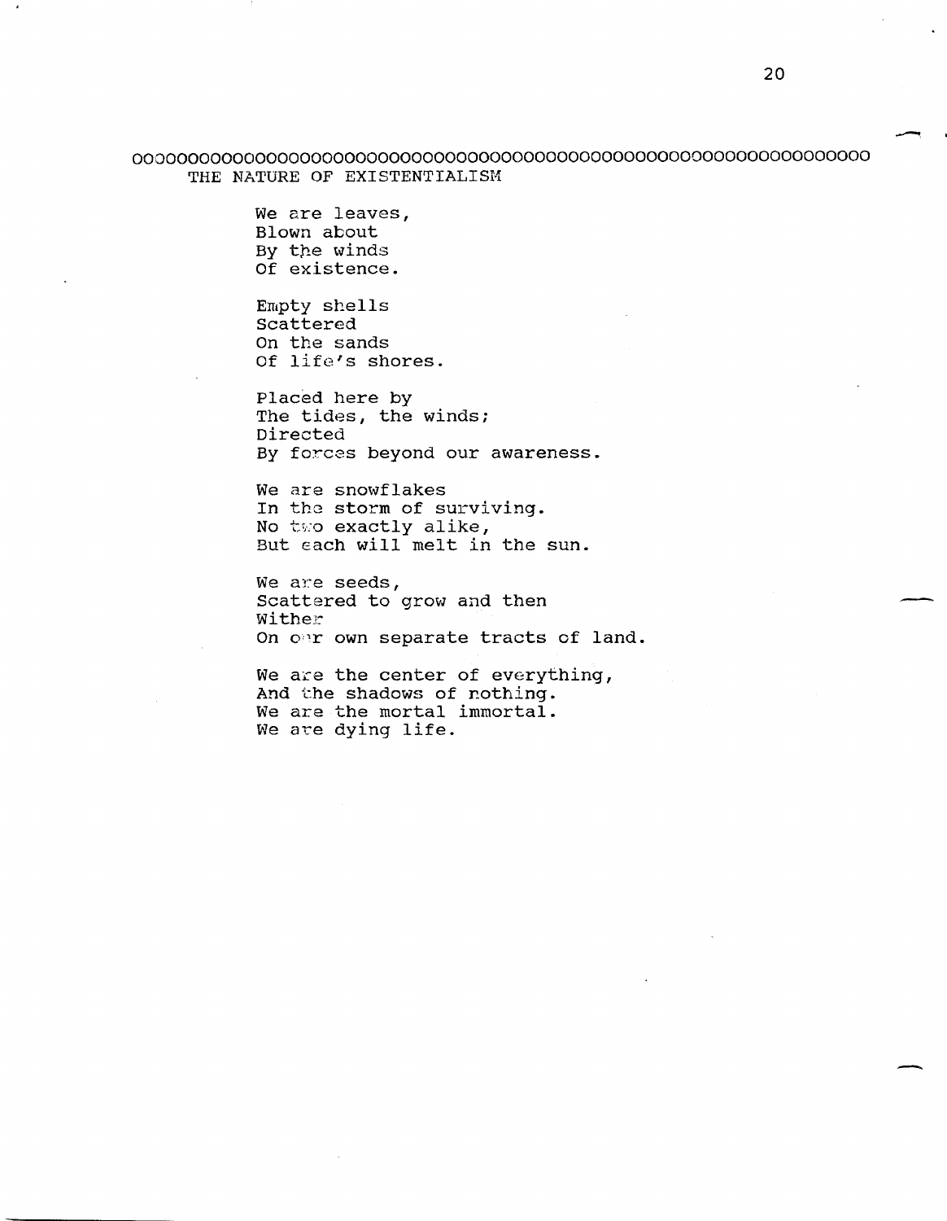ooooooooooooooooooooooooooooooooooooooooooooooooooooooooooooooooooooo

## THE NATURE OF EXISTENTIALISM

We are leaves,  
Blown about  
By the winds  
Of existence.

Empty shells  
Scattered  
On the sands  
Of life's shores.

Placed here by  
The tides, the winds;  
Directed  
By forces beyond our awareness.

We are snowflakes  
In the storm of surviving.  
No two exactly alike,  
But each will melt in the sun.

We are seeds,  
Scattered to grow and then  
Wither  
On our own separate tracts of land.

We are the center of everything,  
And the shadows of nothing.  
We are the mortal immortal.  
We are dying life.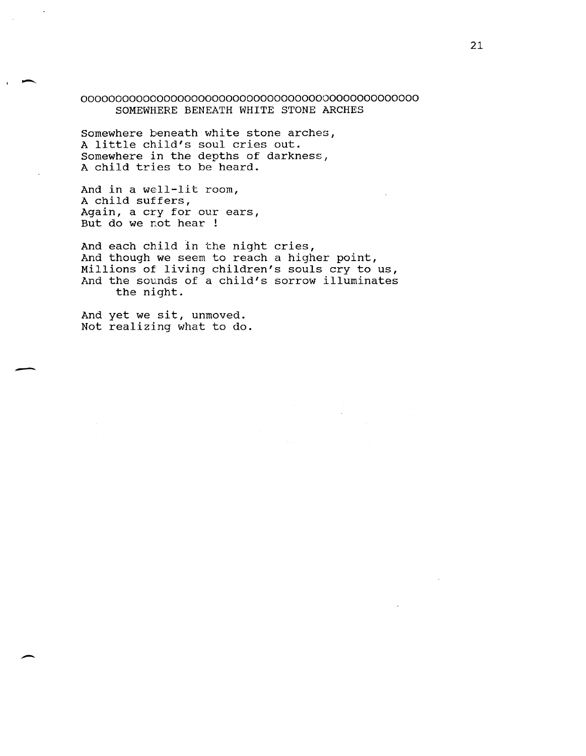oooooooooooooooooooooooooooooooooooooooooooooooooo

## SOMEWHERE BENEATH WHITE STONE ARCHES

Somewhere beneath white stone arches,
A little child's soul cries out.
Somewhere in the depths of darkness,
A child tries to be heard.

And in a well-lit room,
A child suffers,
Again, a cry for our ears,
But do we not hear !

And each child in the night cries,
And though we seem to reach a higher point,
Millions of living children's souls cry to us,
And the sounds of a child's sorrow illuminates
the night.

And yet we sit, unmoved.
Not realizing what to do.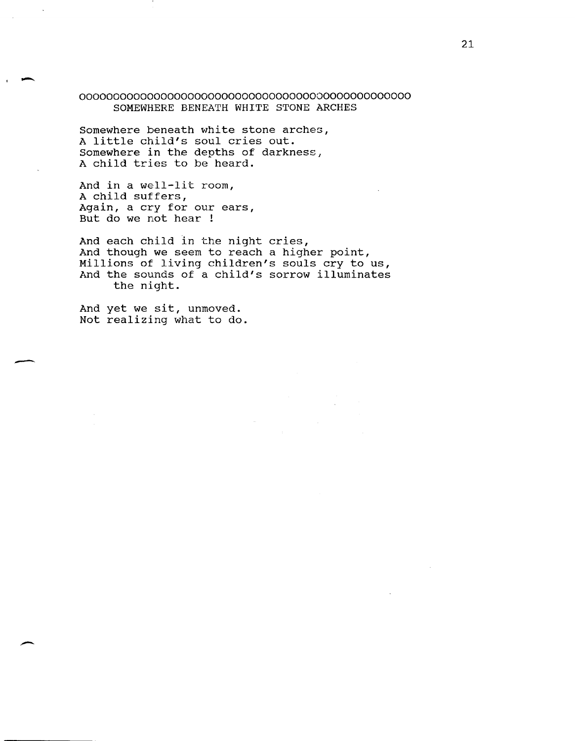oooooooooooooooooooooooooooooooooooooooooooooooooo

## SOMEWHERE BENEATH WHITE STONE ARCHES

Somewhere beneath white stone arches,
A little child's soul cries out.
Somewhere in the depths of darkness,
A child tries to be heard.

And in a well-lit room,
A child suffers,
Again, a cry for our ears,
But do we not hear !

And each child in the night cries,
And though we seem to reach a higher point,
Millions of living children's souls cry to us,
And the sounds of a child's sorrow illuminates
the night.

And yet we sit, unmoved.
Not realizing what to do.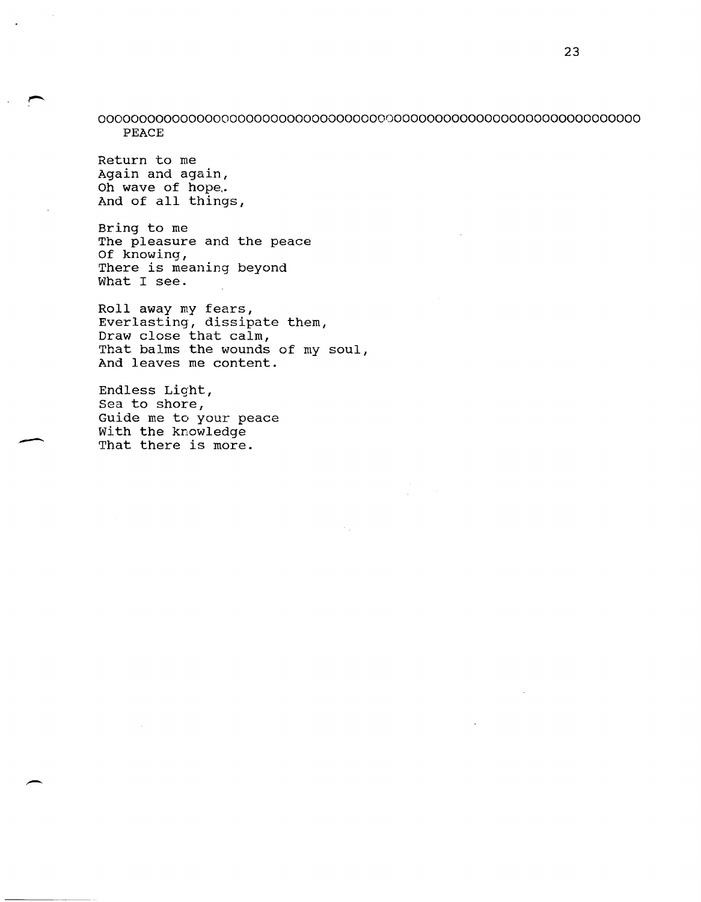oooooooooooooooooooooooooooooooooooooooooooooooooooooooooooooooooooooooo

## PEACE

Return to me  
Again and again,  
Oh wave of hope..  
And of all things,

Bring to me  
The pleasure and the peace  
Of knowing,  
There is meaning beyond  
What I see.

Roll away my fears,  
Everlasting, dissipate them,  
Draw close that calm,  
That balms the wounds of my soul,  
And leaves me content.

Endless Light,  
Sea to shore,  
Guide me to your peace  
With the knowledge  
That there is more.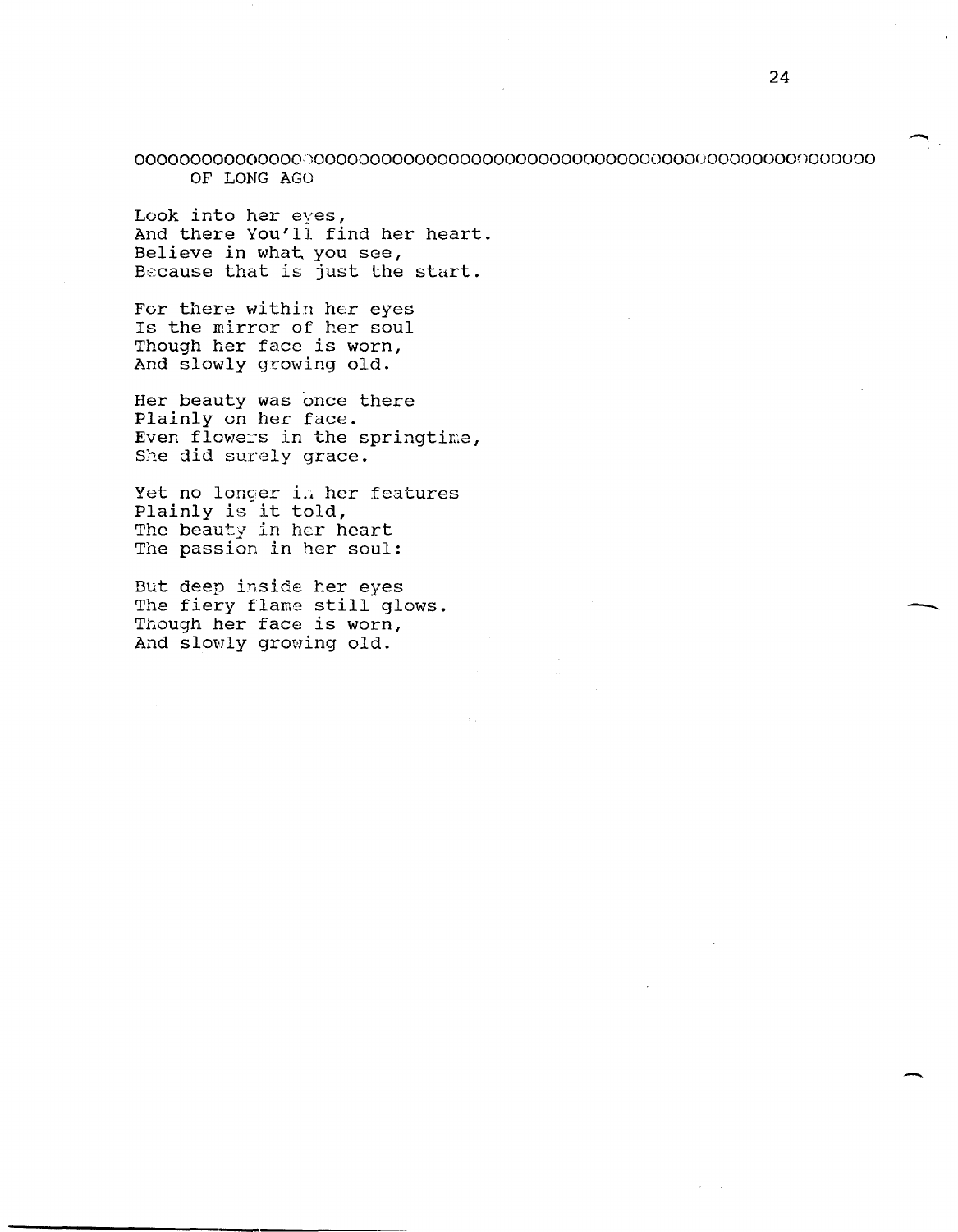ooooooooooooooooooooooooooooooooooooooooooooooooooooooooooooooooooooooooooooooo

## OF LONG AGO

Look into her eyes,  
And there You'll find her heart.  
Believe in what you see,  
Because that is just the start.

For there within her eyes  
Is the mirror of her soul  
Though her face is worn,  
And slowly growing old.

Her beauty was once there  
Plainly on her face.  
Even flowers in the springtime,  
She did surely grace.

Yet no longer in her features  
Plainly is it told,  
The beauty in her heart  
The passion in her soul:

But deep inside her eyes  
The fiery flame still glows.  
Though her face is worn,  
And slowly growing old.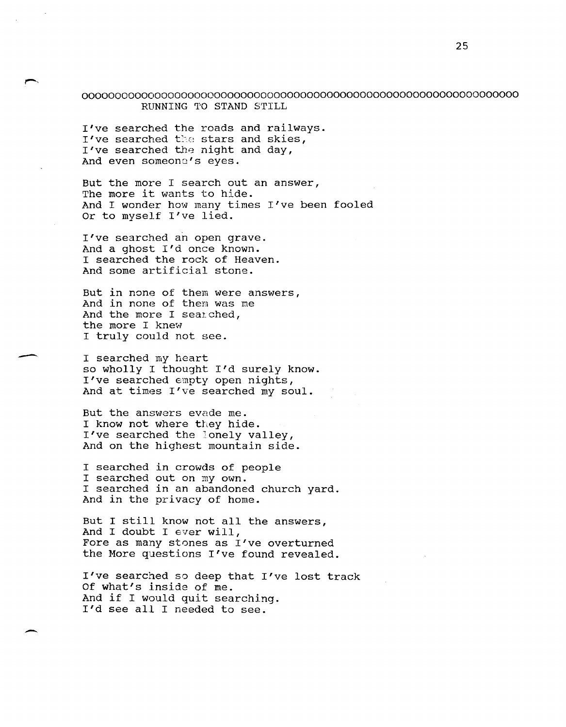oooooooooooooooooooooooooooooooooooooooooooooooooooooooooooooooooooooo

## RUNNING TO STAND STILL

I've searched the roads and railways.  
I've searched the stars and skies,  
I've searched the night and day,  
And even someone's eyes.

But the more I search out an answer,  
The more it wants to hide.  
And I wonder how many times I've been fooled  
Or to myself I've lied.

I've searched an open grave.  
And a ghost I'd once known.  
I searched the rock of Heaven.  
And some artificial stone.

But in none of them were answers,  
And in none of them was me  
And the more I searched,  
the more I knew  
I truly could not see.

I searched my heart  
so wholly I thought I'd surely know.  
I've searched empty open nights,  
And at times I've searched my soul.

But the answers evade me.  
I know not where they hide.  
I've searched the lonely valley,  
And on the highest mountain side.

I searched in crowds of people  
I searched out on my own.  
I searched in an abandoned church yard.  
And in the privacy of home.

But I still know not all the answers,  
And I doubt I ever will,  
Fore as many stones as I've overturned  
the More questions I've found revealed.

I've searched so deep that I've lost track  
Of what's inside of me.  
And if I would quit searching.  
I'd see all I needed to see.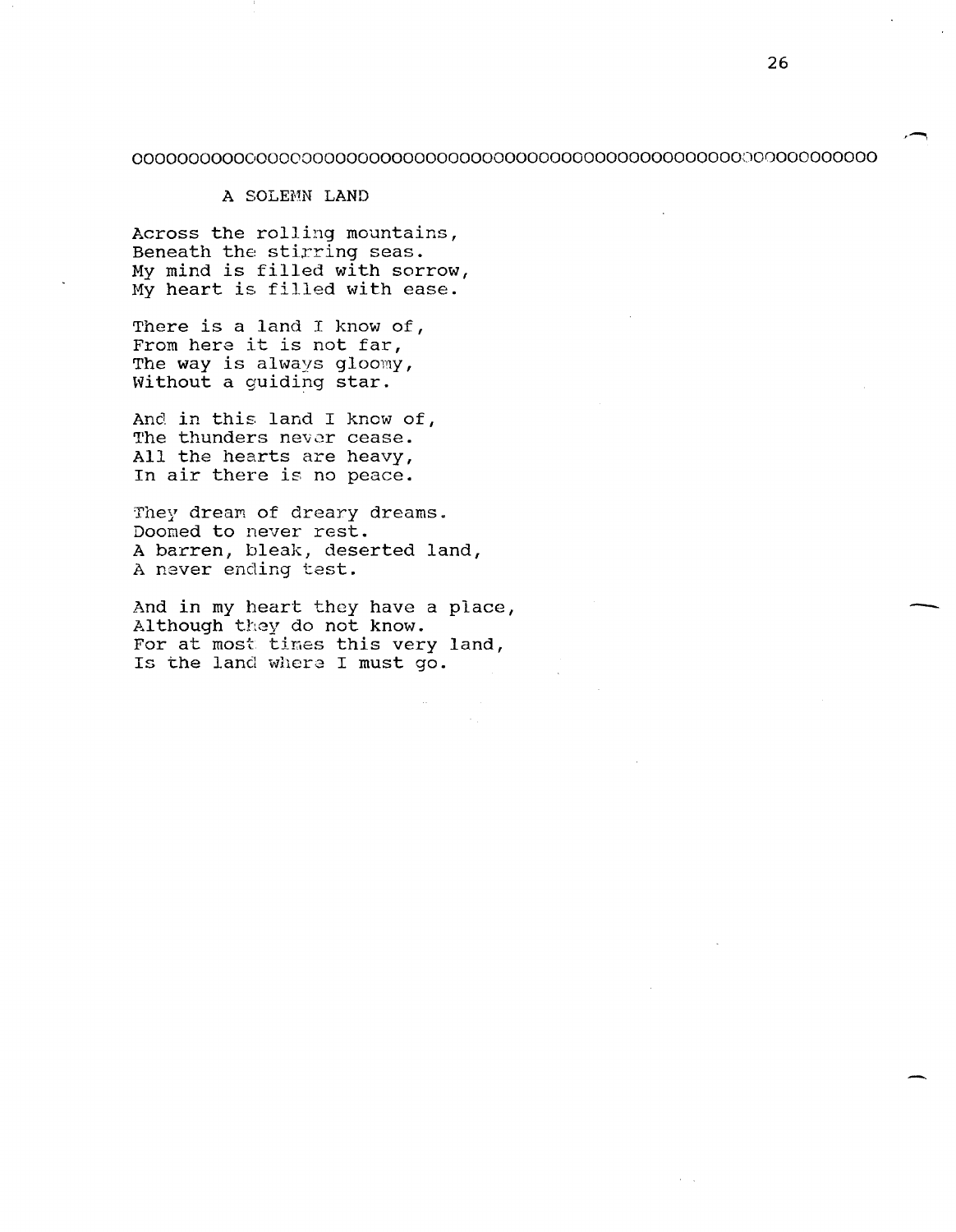OOOOOOOOOOOOOOOOOOOOOOOOOOOOOOOOOOOOOOOOOOOOOOOOOOOOOOOOOOOOOOOOOOOOOO

## A SOLEMN LAND

Across the rolling mountains,  
Beneath the stirring seas.  
My mind is filled with sorrow,  
My heart is filled with ease.

There is a land I know of,  
From here it is not far,  
The way is always gloomy,  
Without a guiding star.

And in this land I know of,  
The thunders never cease.  
All the hearts are heavy,  
In air there is no peace.

They dream of dreary dreams.  
Doomed to never rest.  
A barren, bleak, deserted land,  
A never ending test.

And in my heart they have a place,  
Although they do not know.  
For at most times this very land,  
Is the land where I must go.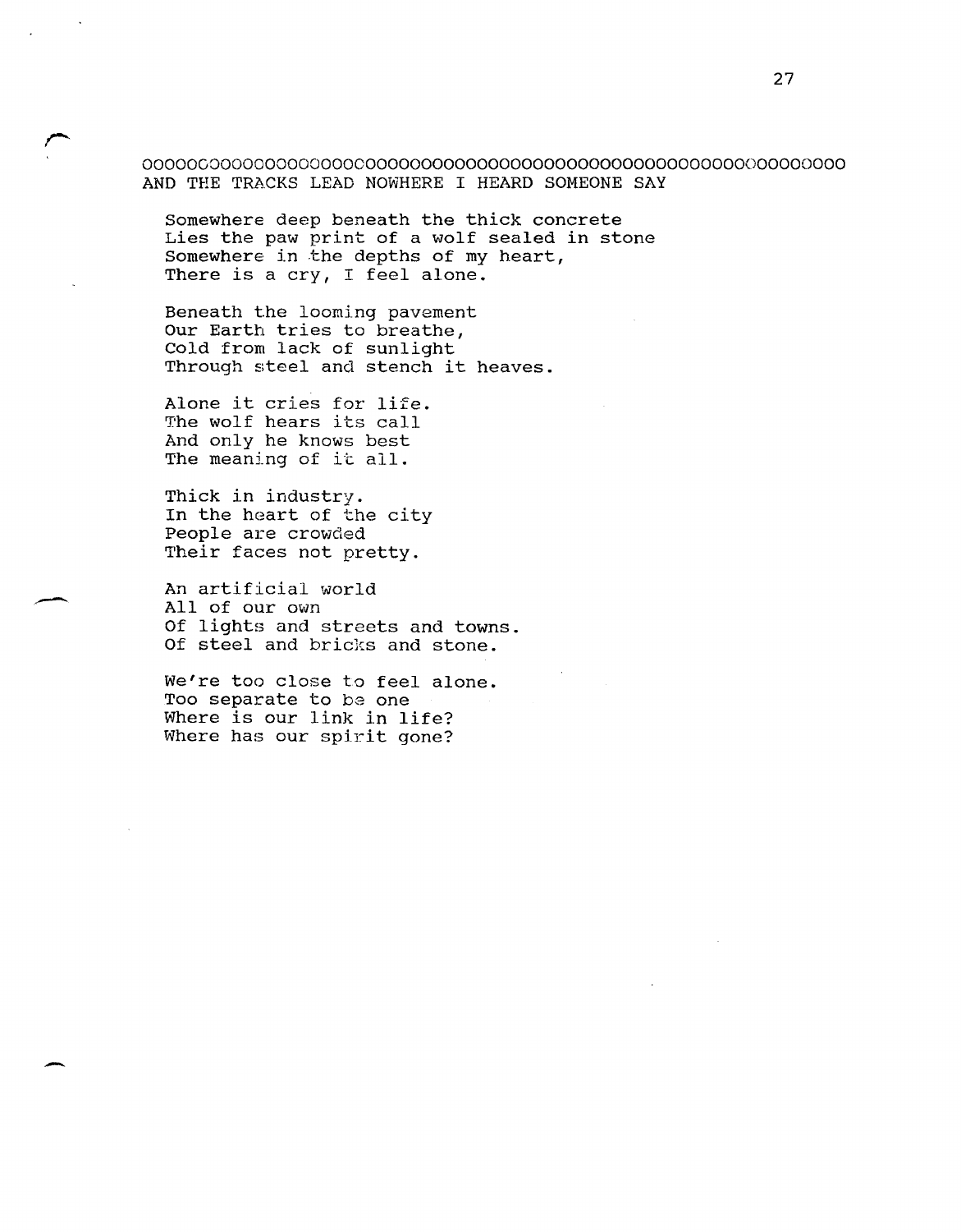oooooooooooooooooooooooooooooooooooooooooooooooooooooooooooooooooooooo

## AND THE TRACKS LEAD NOWHERE I HEARD SOMEONE SAY

Somewhere deep beneath the thick concrete  
Lies the paw print of a wolf sealed in stone  
Somewhere in the depths of my heart,  
There is a cry, I feel alone.

Beneath the looming pavement  
Our Earth tries to breathe,  
Cold from lack of sunlight  
Through steel and stench it heaves.

Alone it cries for life.  
The wolf hears its call  
And only he knows best  
The meaning of it all.

Thick in industry.  
In the heart of the city  
People are crowded  
Their faces not pretty.

An artificial world  
All of our own  
Of lights and streets and towns.  
Of steel and bricks and stone.

We're too close to feel alone.  
Too separate to be one  
Where is our link in life?  
Where has our spirit gone?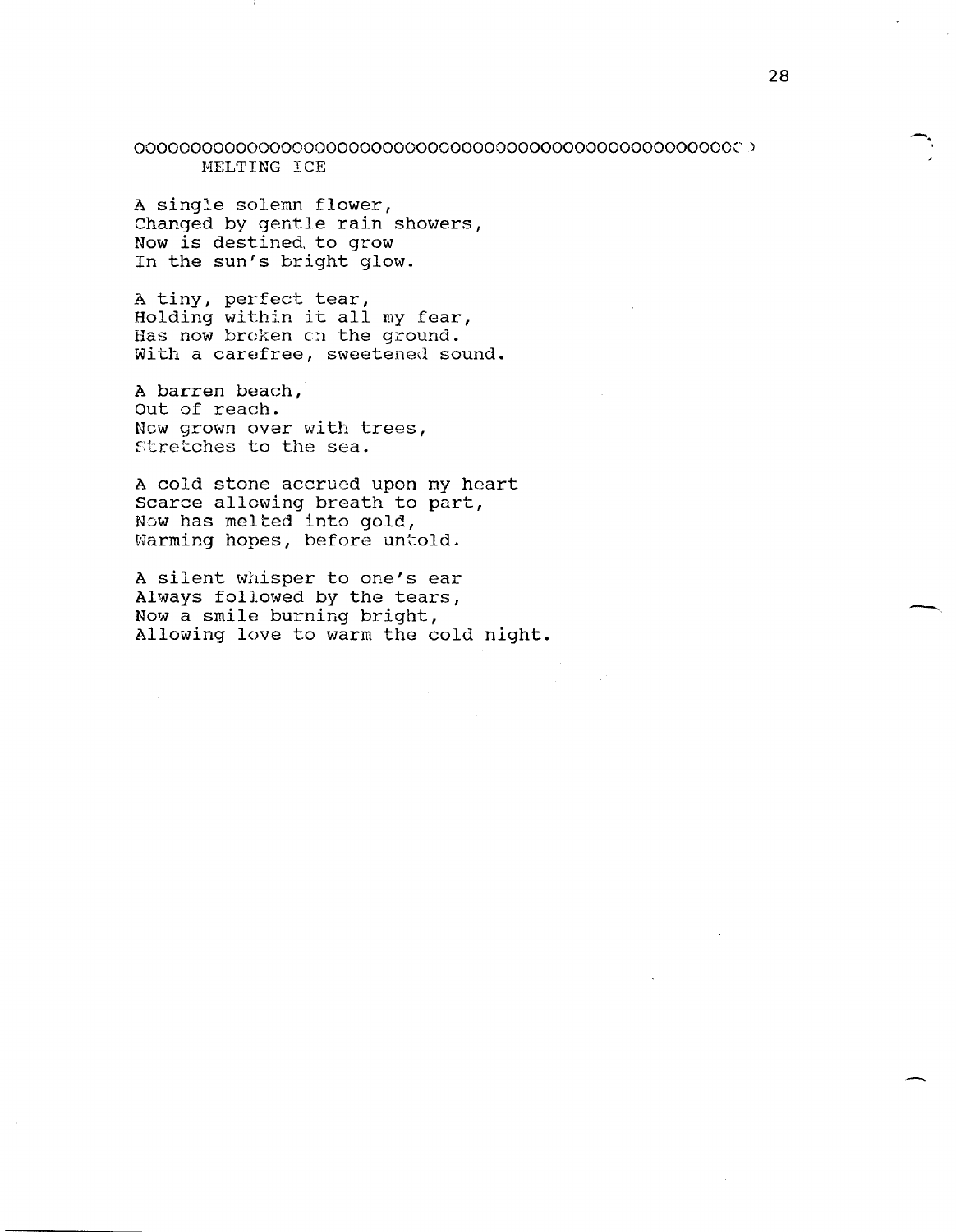oooooooooooooooooooooooooooooooooooooooooooooooooooooooooooo

## MELTING ICE

A single solemn flower,  
Changed by gentle rain showers,  
Now is destined to grow  
In the sun's bright glow.

A tiny, perfect tear,  
Holding within it all my fear,  
Has now broken on the ground.  
With a carefree, sweetened sound.

A barren beach,  
Out of reach.  
Now grown over with trees,  
Stretches to the sea.

A cold stone accrued upon my heart  
Scarce allowing breath to part,  
Now has melted into gold,  
Warming hopes, before untold.

A silent whisper to one's ear  
Always followed by the tears,  
Now a smile burning bright,  
Allowing love to warm the cold night.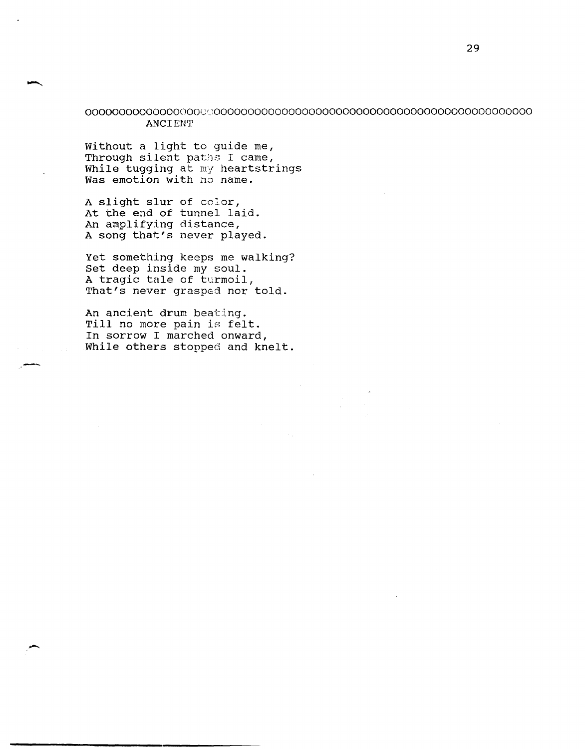oooooooooooooooooooooooooooooooooooooooooooooooooooooooooooooooooo

## ANCIENT

Without a light to guide me,  
Through silent paths I came,  
While tugging at my heartstrings  
Was emotion with no name.

A slight slur of color,  
At the end of tunnel laid.  
An amplifying distance,  
A song that's never played.

Yet something keeps me walking?  
Set deep inside my soul.  
A tragic tale of turmoil,  
That's never grasped nor told.

An ancient drum beating.  
Till no more pain is felt.  
In sorrow I marched onward,  
While others stopped and knelt.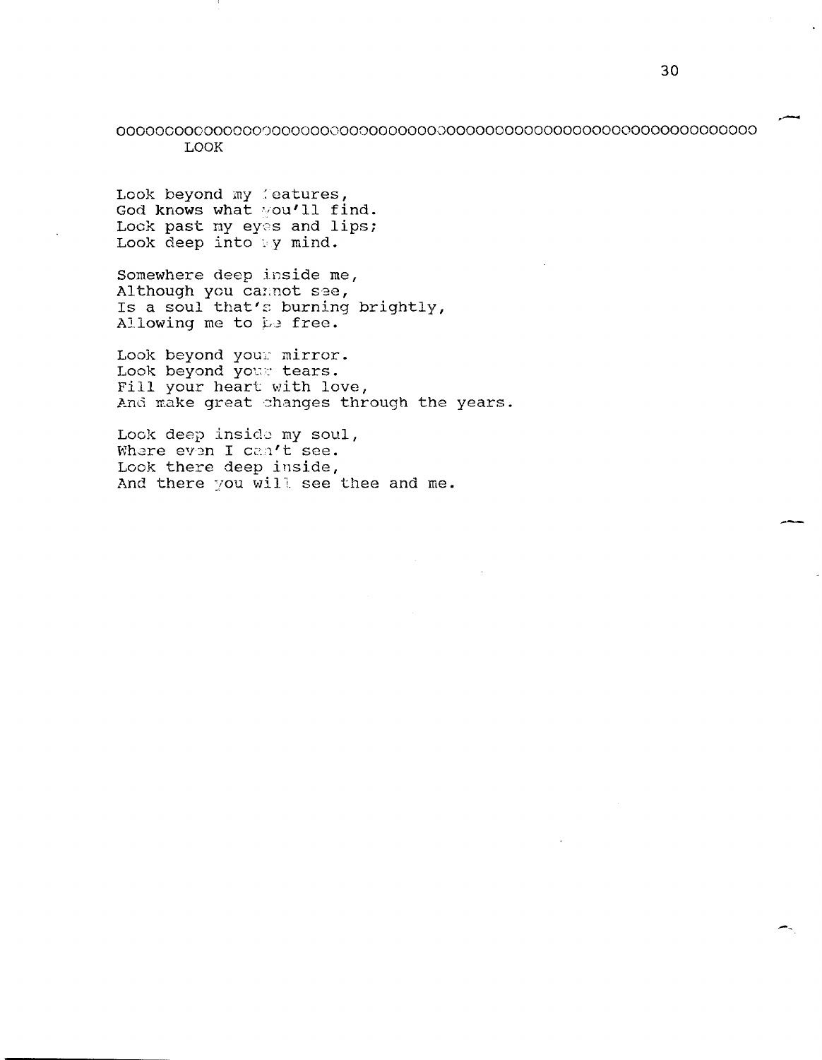oooooooooooooooooooooooooooooooooooooooooooooooooooooooooooooooooooooooooooooooo

## LOOK

Look beyond my features,  
God knows what you'll find.  
Look past my eyes and lips;  
Look deep into my mind.

Somewhere deep inside me,  
Although you cannot see,  
Is a soul that's burning brightly,  
Allowing me to be free.

Look beyond your mirror.  
Look beyond your tears.  
Fill your heart with love,  
And make great changes through the years.

Look deep inside my soul,  
Where even I can't see.  
Look there deep inside,  
And there you will see thee and me.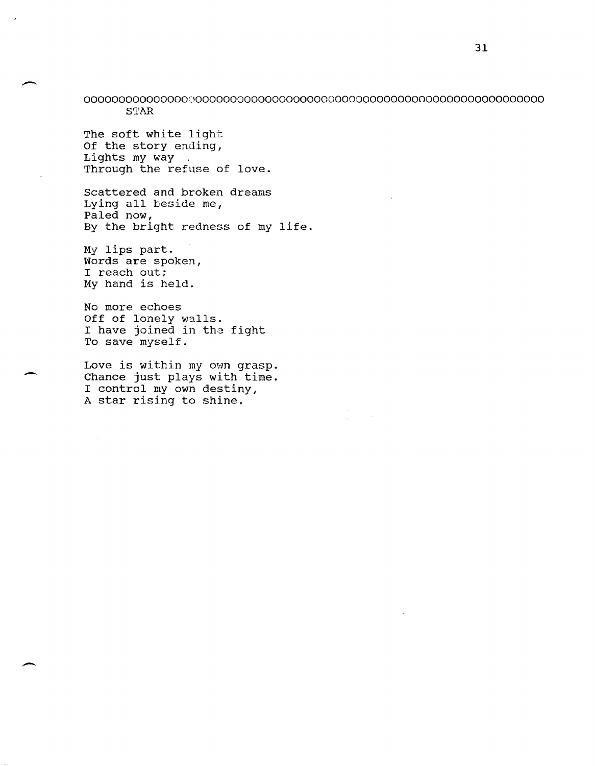oooooooooooooooooooooooooooooooooooooooooooooooooooooooooooooooooooooooooooooooooooooooo

## STAR

The soft white light  
Of the story ending,  
Lights my way  
Through the refuse of love.

Scattered and broken dreams  
Lying all beside me,  
Paled now,  
By the bright redness of my life.

My lips part.  
Words are spoken,  
I reach out;  
My hand is held.

No more echoes  
Off of lonely walls.  
I have joined in the fight  
To save myself.

Love is within my own grasp.  
Chance just plays with time.  
I control my own destiny,  
A star rising to shine.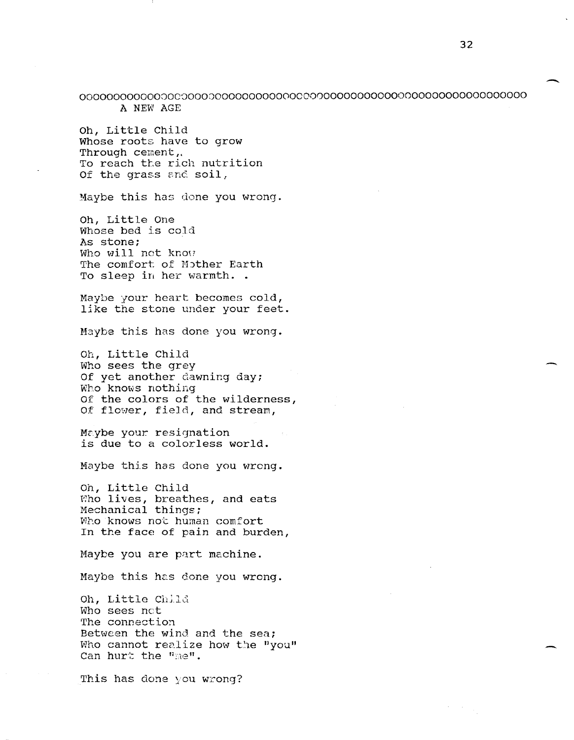oooooooooooooooooooooooooooooooooooooooooooooooooooooooooooooooooooooooooooooo

## A NEW AGE

Oh, Little Child  
Whose roots have to grow  
Through cement,.  
To reach the rich nutrition  
Of the grass and soil,

Maybe this has done you wrong.

Oh, Little One  
Whose bed is cold  
As stone;  
Who will not know  
The comfort of Mother Earth  
To sleep in her warmth. .

Maybe your heart becomes cold,  
like the stone under your feet.

Maybe this has done you wrong.

Oh, Little Child  
Who sees the grey  
Of yet another dawning day;  
Who knows nothing  
Of the colors of the wilderness,  
Of flower, field, and stream,

Maybe your resignation  
is due to a colorless world.

Maybe this has done you wrong.

Oh, Little Child  
Who lives, breathes, and eats  
Mechanical things;  
Who knows not human comfort  
In the face of pain and burden,

Maybe you are part machine.

Maybe this has done you wrong.

Oh, Little Child  
Who sees not  
The connection  
Between the wind and the sea;  
Who cannot realize how the "you"  
Can hurt the "me".

This has done you wrong?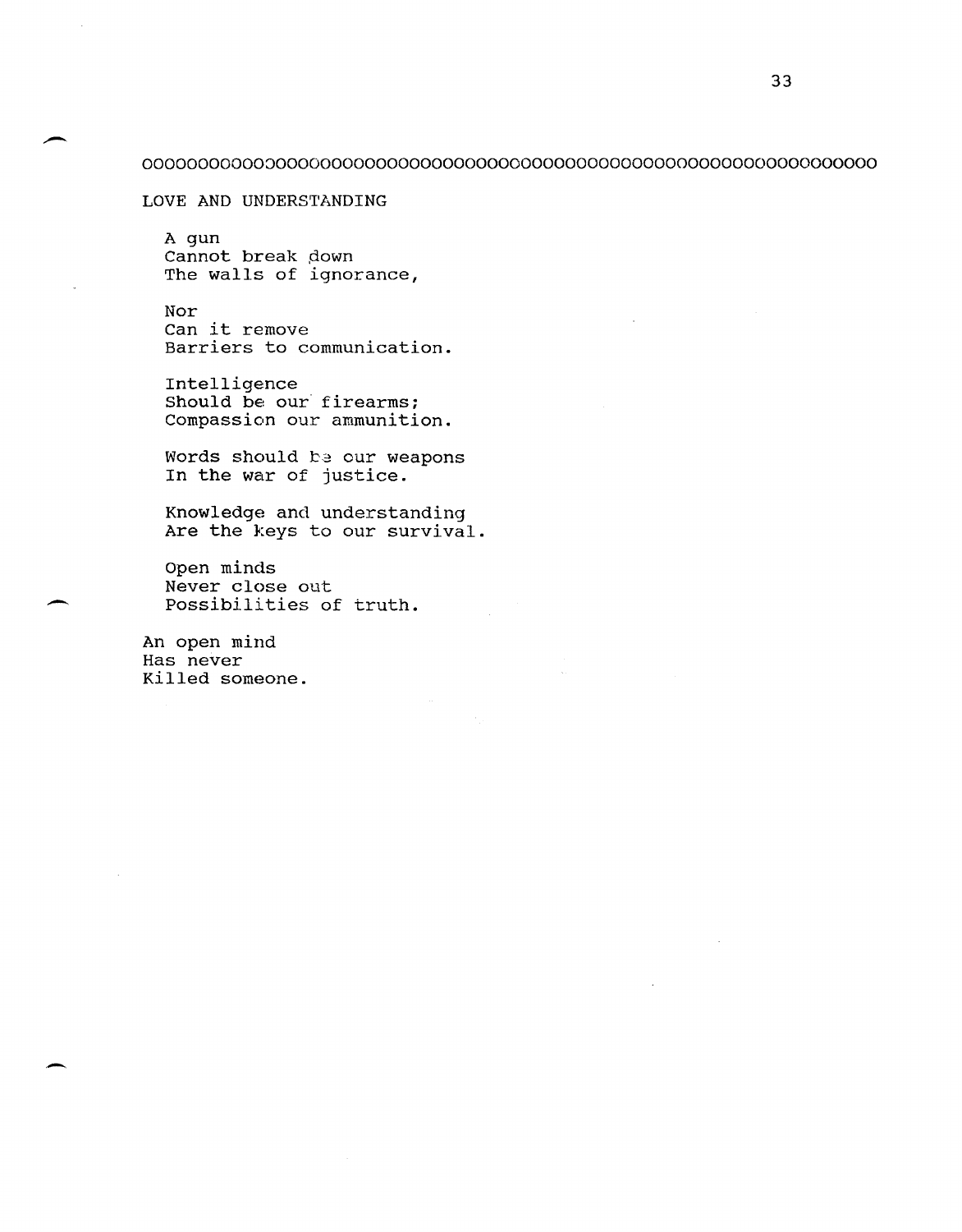ooooooooooooooooooooooooooooooooooooooooooooooooooooooooooooooooooooooooooooo

## LOVE AND UNDERSTANDING

A gun  
Cannot break down  
The walls of ignorance,

Nor  
Can it remove  
Barriers to communication.

Intelligence  
Should be our firearms;  
Compassion our ammunition.

Words should be our weapons  
In the war of justice.

Knowledge and understanding  
Are the keys to our survival.

Open minds  
Never close out  
Possibilities of truth.

An open mind  
Has never  
Killed someone.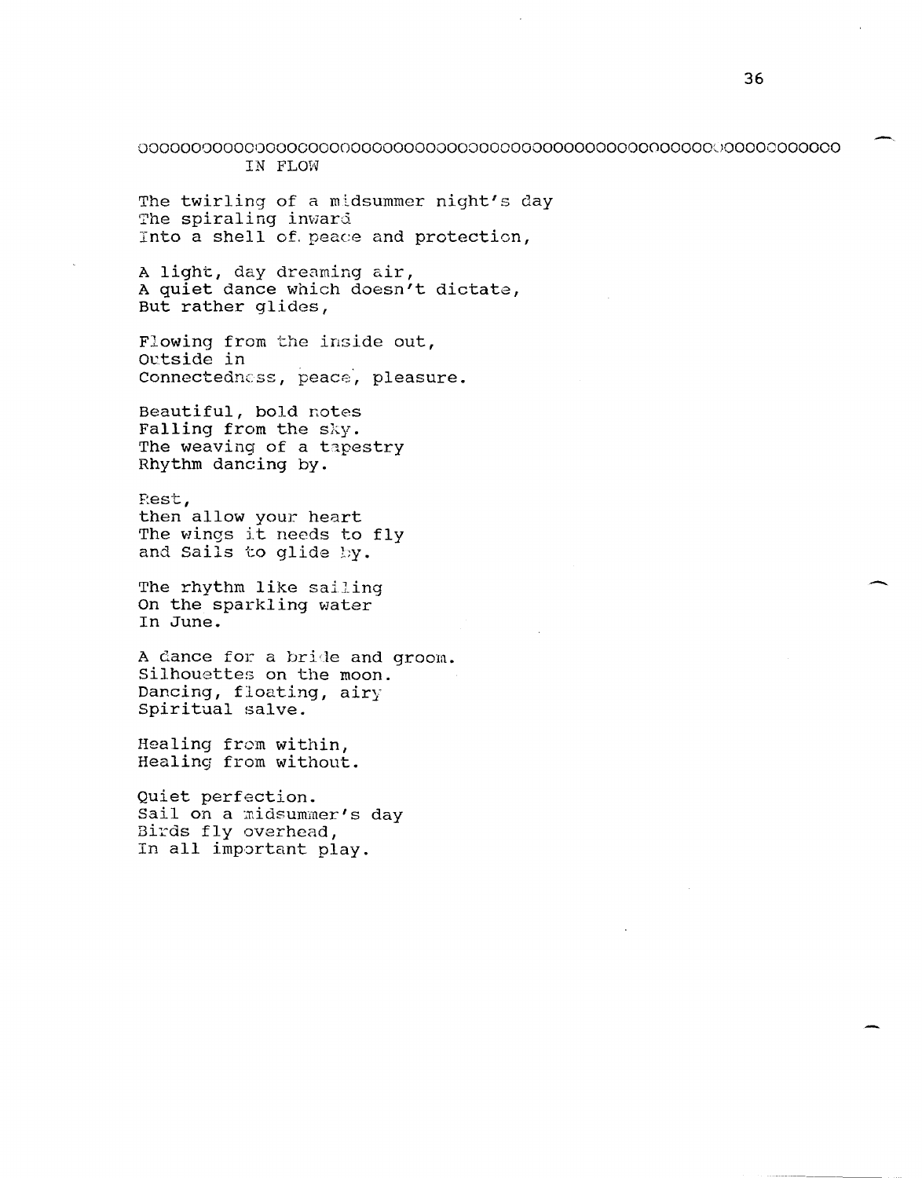oooooooooooooooooooooooooooooooooooooooooooooooooooooooooooooooooooooo

## IN FLOW

The twirling of a midsummer night's day  
The spiraling inward  
Into a shell of peace and protection,

A light, day dreaming air,  
A quiet dance which doesn't dictate,  
But rather glides,

Flowing from the inside out,  
Outside in  
Connectedness, peace, pleasure.

Beautiful, bold notes  
Falling from the sky.  
The weaving of a tapestry  
Rhythm dancing by.

Rest,  
then allow your heart  
The wings it needs to fly  
and Sails to glide by.

The rhythm like sailing  
On the sparkling water  
In June.

A dance for a bride and groom.  
Silhouettes on the moon.  
Dancing, floating, airy  
Spiritual salve.

Healing from within,  
Healing from without.

Quiet perfection.  
Sail on a midsummer's day  
Birds fly overhead,  
In all important play.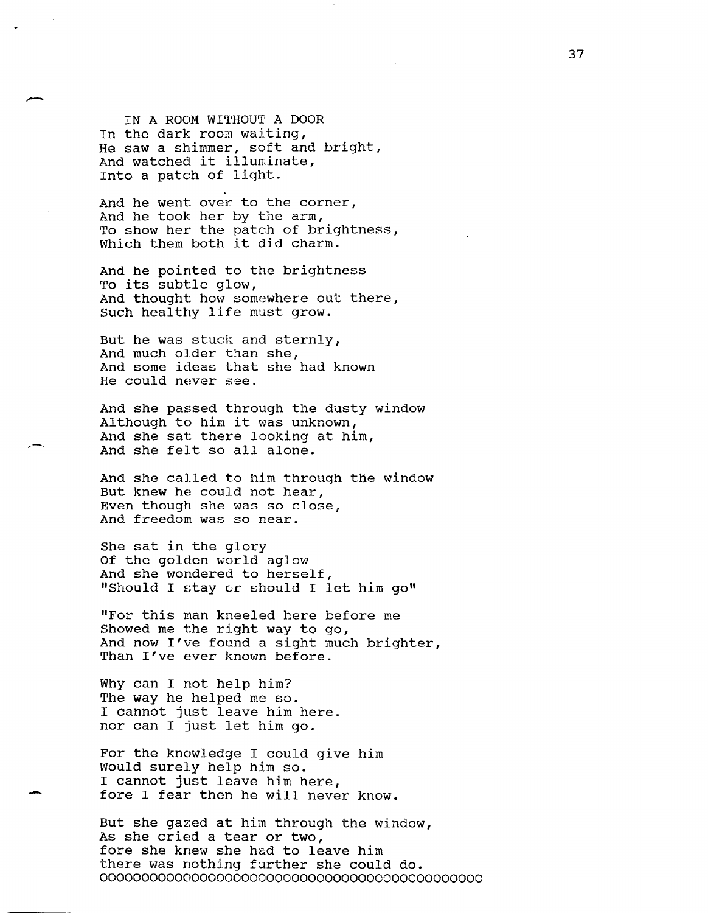## IN A ROOM WITHOUT A DOOR

In the dark room waiting,  
He saw a shimmer, soft and bright,  
And watched it illuminate,  
Into a patch of light.

And he went over to the corner,  
And he took her by the arm,  
To show her the patch of brightness,  
Which them both it did charm.

And he pointed to the brightness  
To its subtle glow,  
And thought how somewhere out there,  
Such healthy life must grow.

But he was stuck and sternly,  
And much older than she,  
And some ideas that she had known  
He could never see.

And she passed through the dusty window  
Although to him it was unknown,  
And she sat there looking at him,  
And she felt so all alone.

And she called to him through the window  
But knew he could not hear,  
Even though she was so close,  
And freedom was so near.

She sat in the glory  
Of the golden world aglow  
And she wondered to herself,  
"Should I stay or should I let him go"

"For this man kneeled here before me  
Showed me the right way to go,  
And now I've found a sight much brighter,  
Than I've ever known before.

Why can I not help him?  
The way he helped me so.  
I cannot just leave him here.  
nor can I just let him go.

For the knowledge I could give him  
Would surely help him so.  
I cannot just leave him here,  
fore I fear then he will never know.

But she gazed at him through the window,  
As she cried a tear or two,  
fore she knew she had to leave him  
there was nothing further she could do.  
ooooooooooooooooooooooooooooooooooooooooooooo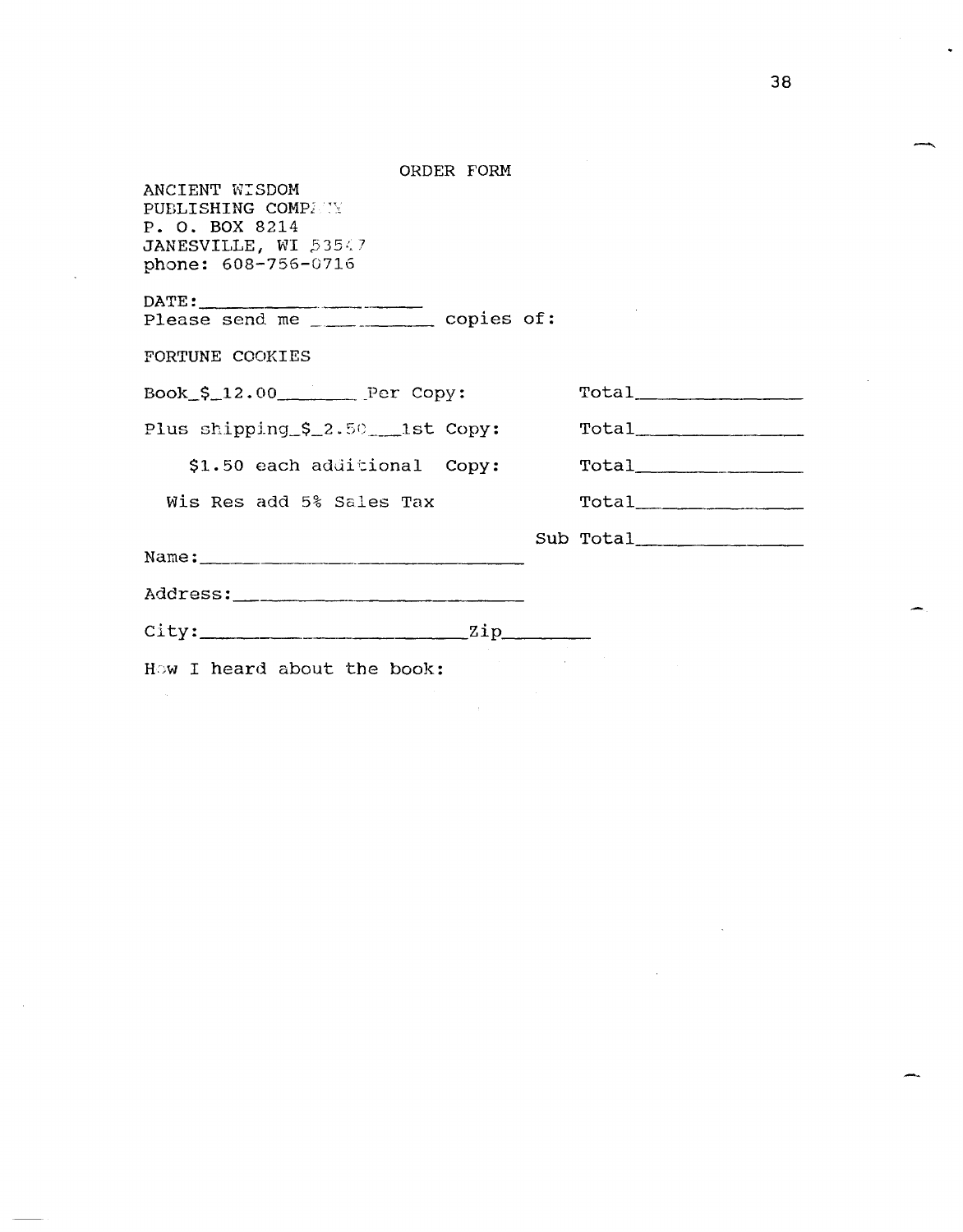## ORDER FORM

ANCIENT WISDOM
PUBLISHING COMPANY
P. O. BOX 8214
JANESVILLE, WI 53547
phone: 608-756-0716

DATE:_____________________

Please send me ___________ copies of:

FORTUNE COOKIES

Book_$_12.00________Per Copy: Total________________

Plus shipping_$_2.50___1st Copy: Total________________

$1.50 each additional Copy: Total________________

Wis Res add 5% Sales Tax Total________________

Sub Total________________

Name:________________________________

Address:_____________________________

City:_________________________Zip________

How I heard about the book: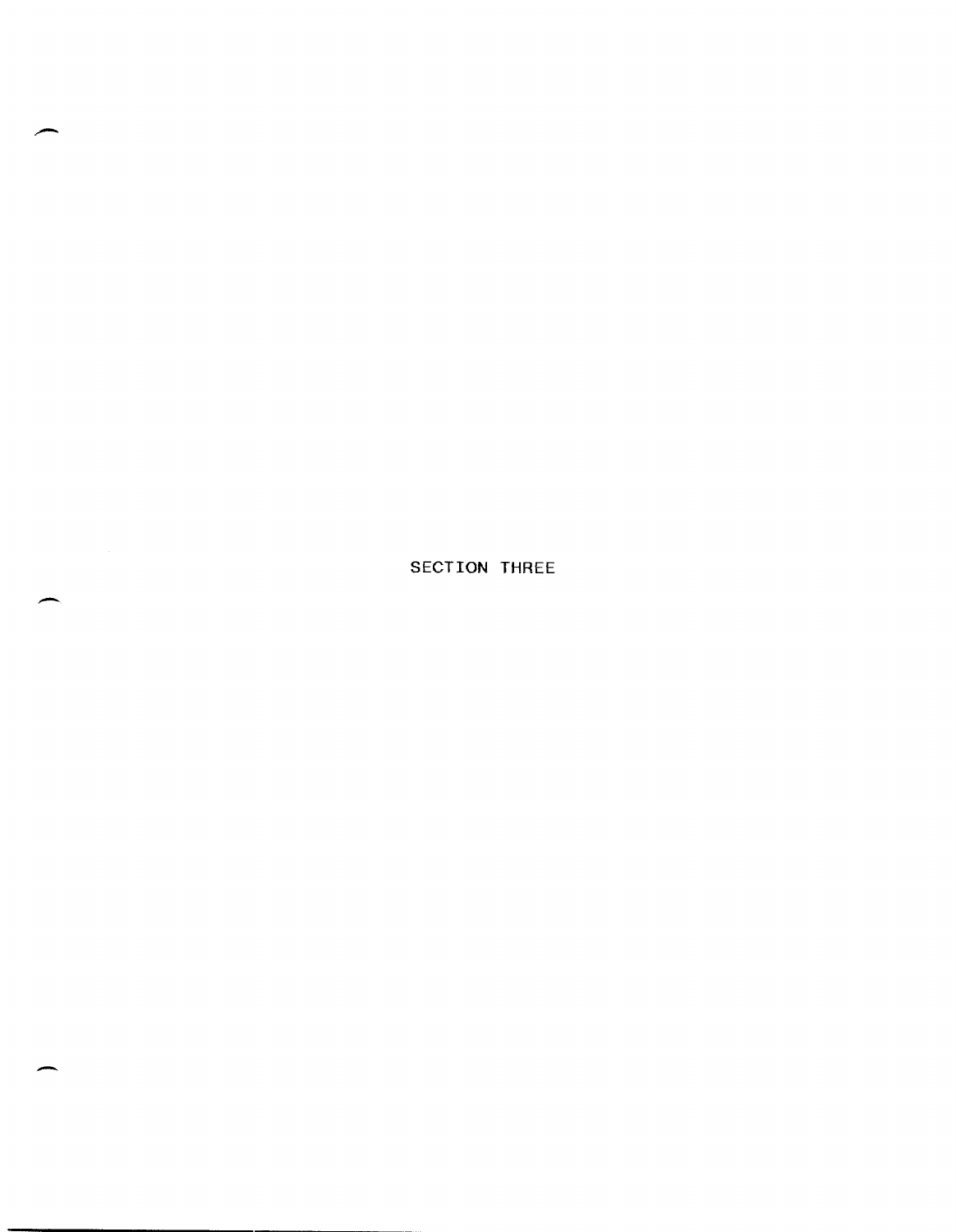# SECTION THREE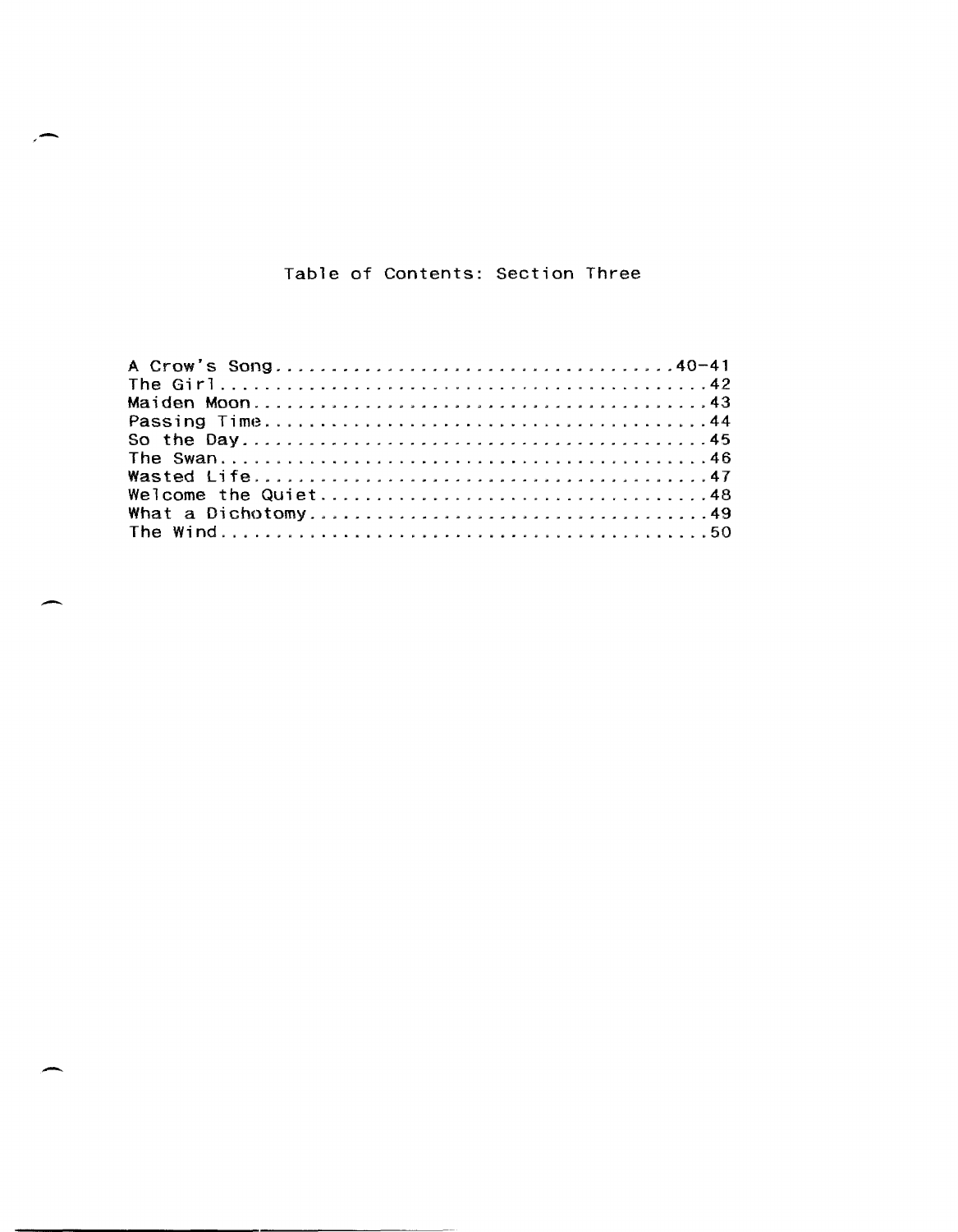# Table of Contents: Section Three

A Crow's Song.....................................40-41
The Girl...........................................42
Maiden Moon........................................43
Passing Time.......................................44
So the Day.........................................45
The Swan...........................................46
Wasted Life........................................47
Welcome the Quiet..................................48
What a Dichotomy...................................49
The Wind...........................................50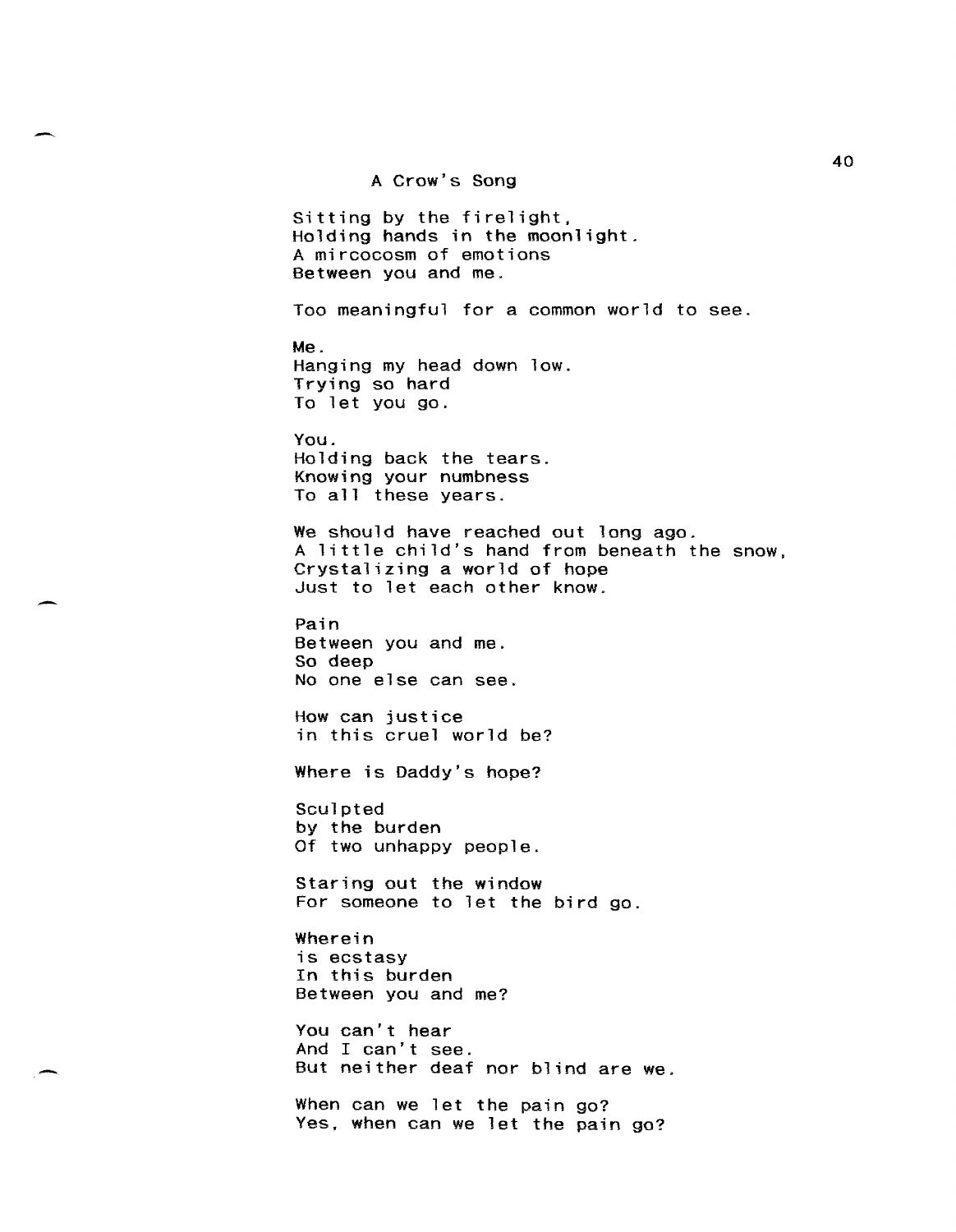## A Crow's Song

Sitting by the firelight,  
Holding hands in the moonlight.  
A mircocosm of emotions  
Between you and me.

Too meaningful for a common world to see.

Me.  
Hanging my head down low.  
Trying so hard  
To let you go.

You.  
Holding back the tears.  
Knowing your numbness  
To all these years.

We should have reached out long ago.  
A little child's hand from beneath the snow,  
Crystalizing a world of hope  
Just to let each other know.

Pain  
Between you and me.  
So deep  
No one else can see.

How can justice  
in this cruel world be?

Where is Daddy's hope?

Sculpted  
by the burden  
Of two unhappy people.

Staring out the window  
For someone to let the bird go.

Wherein  
is ecstasy  
In this burden  
Between you and me?

You can't hear  
And I can't see.  
But neither deaf nor blind are we.

When can we let the pain go?  
Yes, when can we let the pain go?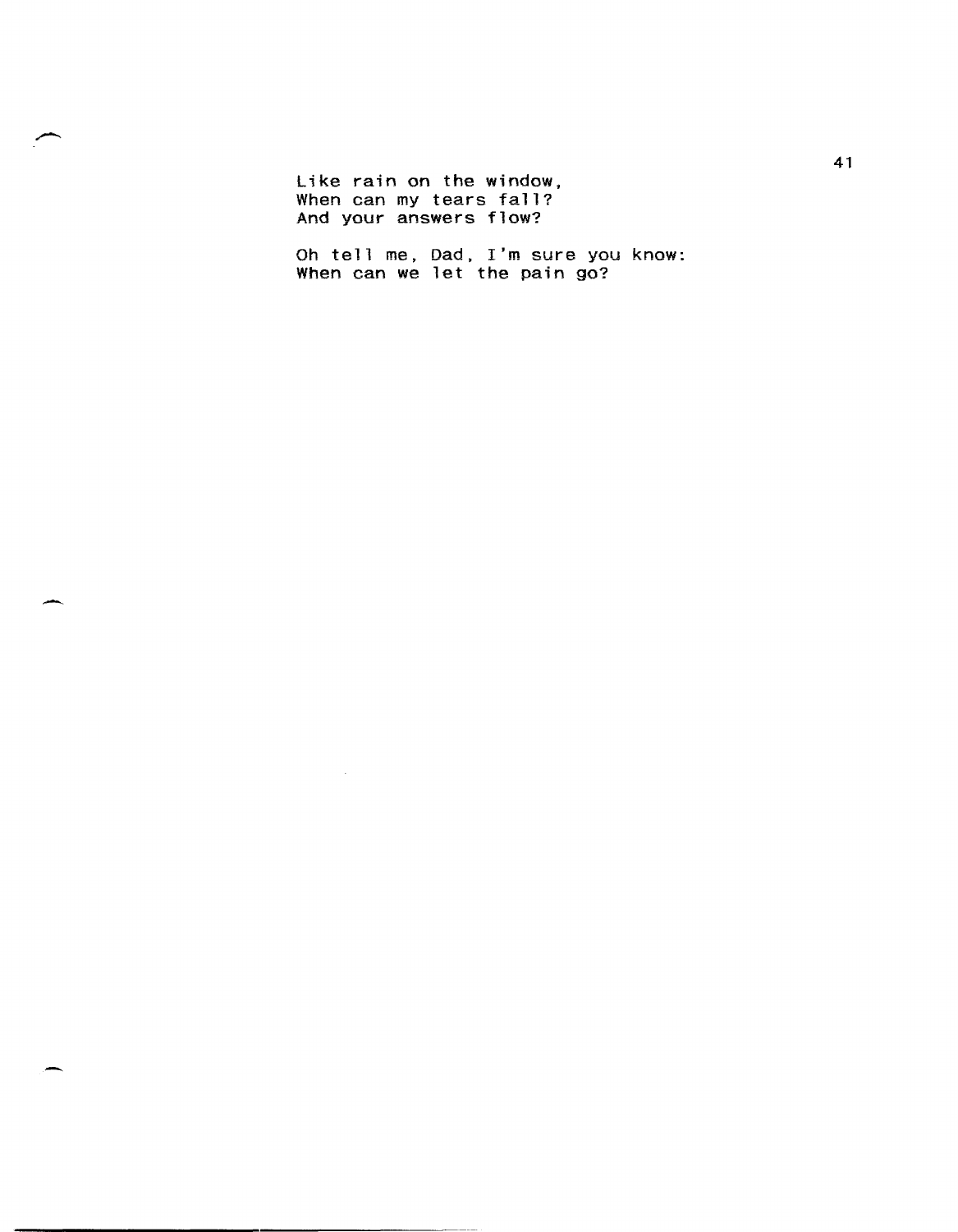Like rain on the window,
When can my tears fall?
And your answers flow?

Oh tell me, Dad, I'm sure you know:
When can we let the pain go?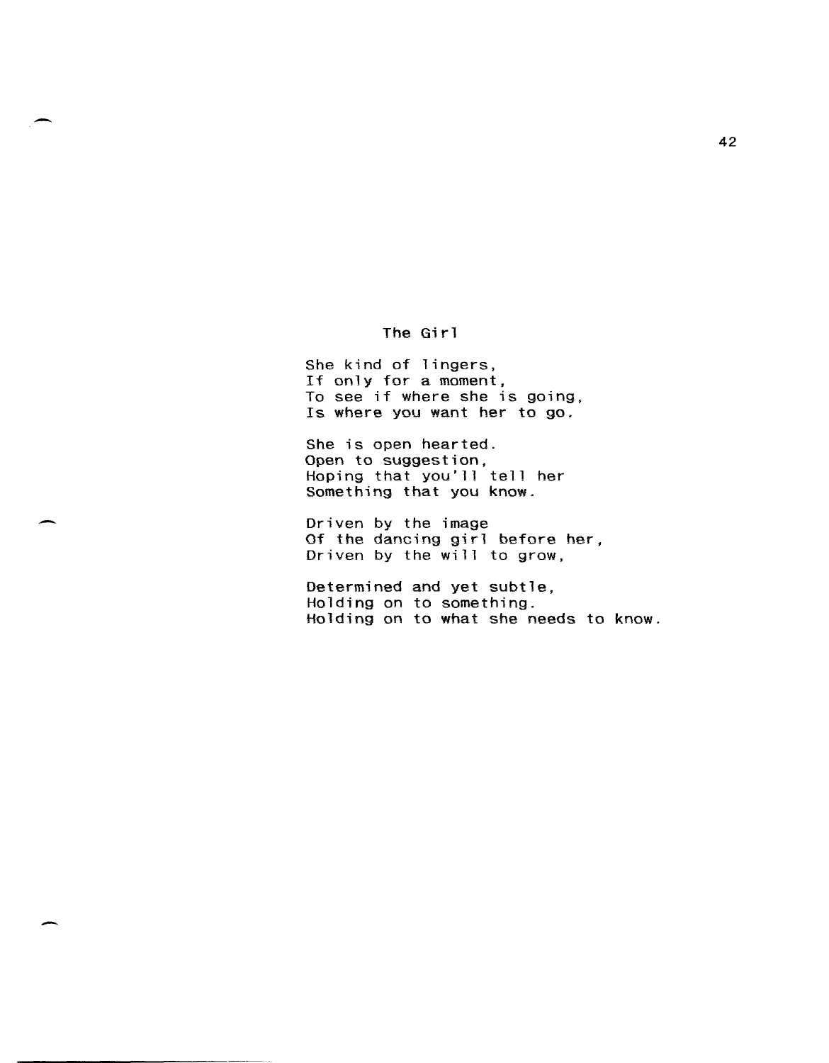## The Girl

She kind of lingers,  
If only for a moment,  
To see if where she is going,  
Is where you want her to go.

She is open hearted.  
Open to suggestion,  
Hoping that you'll tell her  
Something that you know.

Driven by the image  
Of the dancing girl before her,  
Driven by the will to grow,

Determined and yet subtle,  
Holding on to something.  
Holding on to what she needs to know.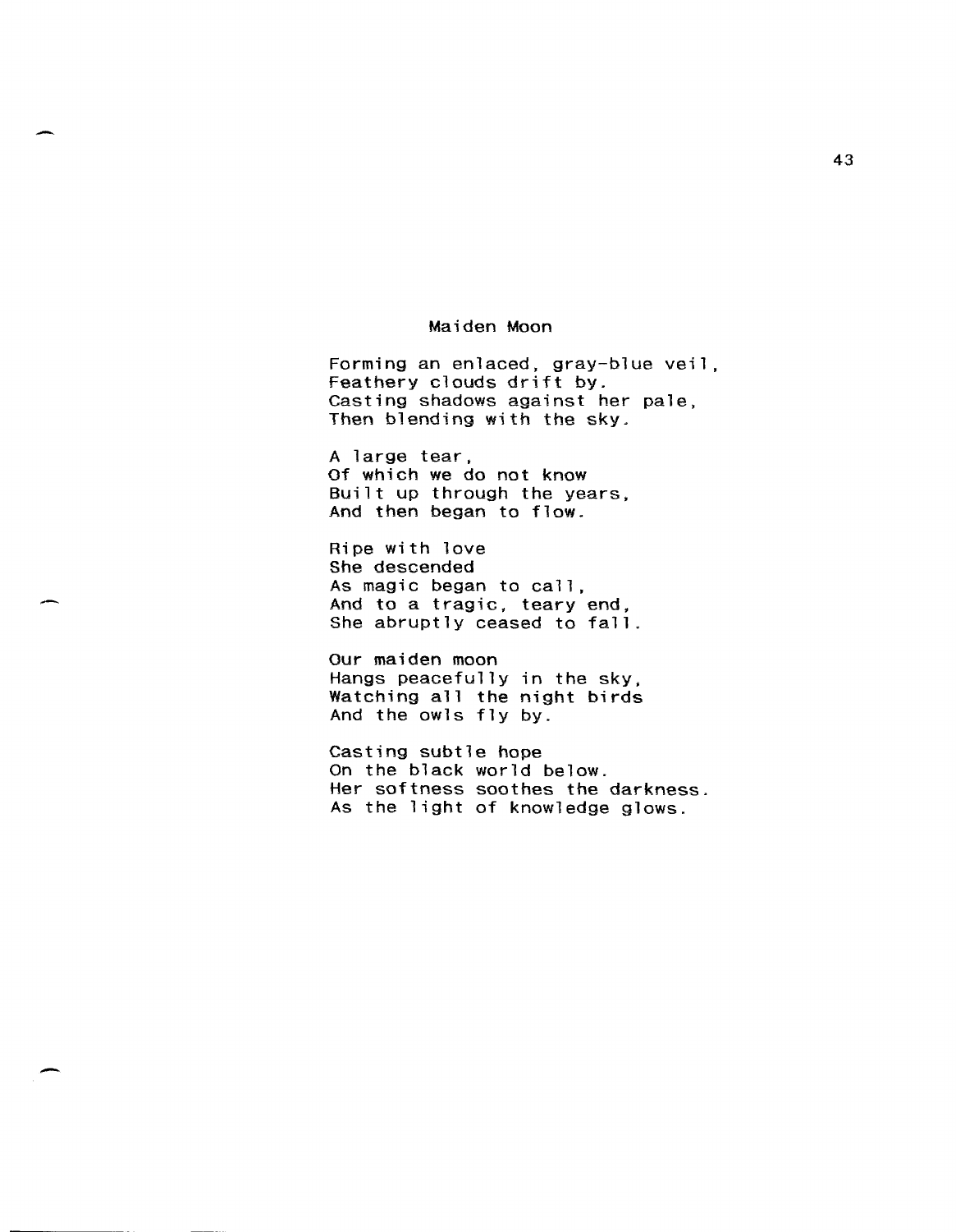## Maiden Moon

Forming an enlaced, gray-blue veil,
Feathery clouds drift by.
Casting shadows against her pale,
Then blending with the sky.

A large tear,
Of which we do not know
Built up through the years,
And then began to flow.

Ripe with love
She descended
As magic began to call,
And to a tragic, teary end,
She abruptly ceased to fall.

Our maiden moon
Hangs peacefully in the sky,
Watching all the night birds
And the owls fly by.

Casting subtle hope
On the black world below.
Her softness soothes the darkness.
As the light of knowledge glows.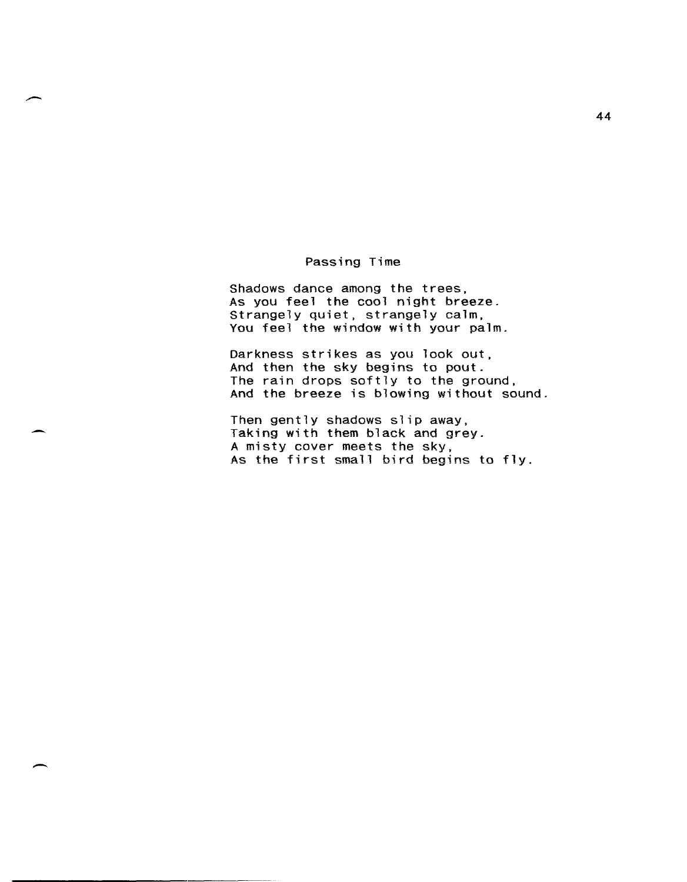## Passing Time

Shadows dance among the trees,  
As you feel the cool night breeze.  
Strangely quiet, strangely calm,  
You feel the window with your palm.

Darkness strikes as you look out,  
And then the sky begins to pout.  
The rain drops softly to the ground,  
And the breeze is blowing without sound.

Then gently shadows slip away,  
Taking with them black and grey.  
A misty cover meets the sky,  
As the first small bird begins to fly.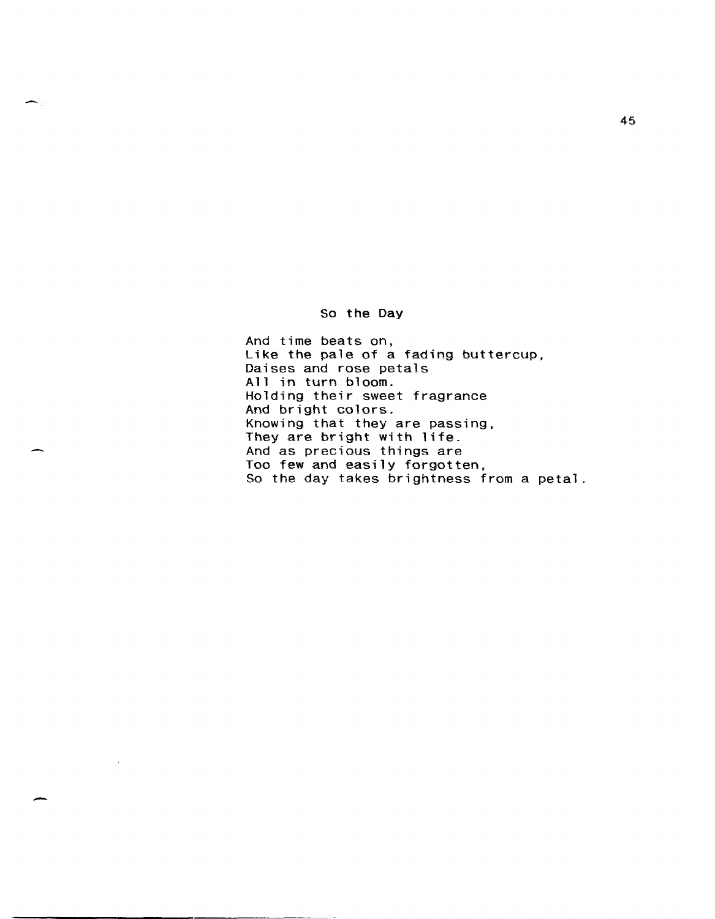## So the Day

And time beats on,  
Like the pale of a fading buttercup,  
Daises and rose petals  
All in turn bloom.  
Holding their sweet fragrance  
And bright colors.  
Knowing that they are passing,  
They are bright with life.  
And as precious things are  
Too few and easily forgotten,  
So the day takes brightness from a petal.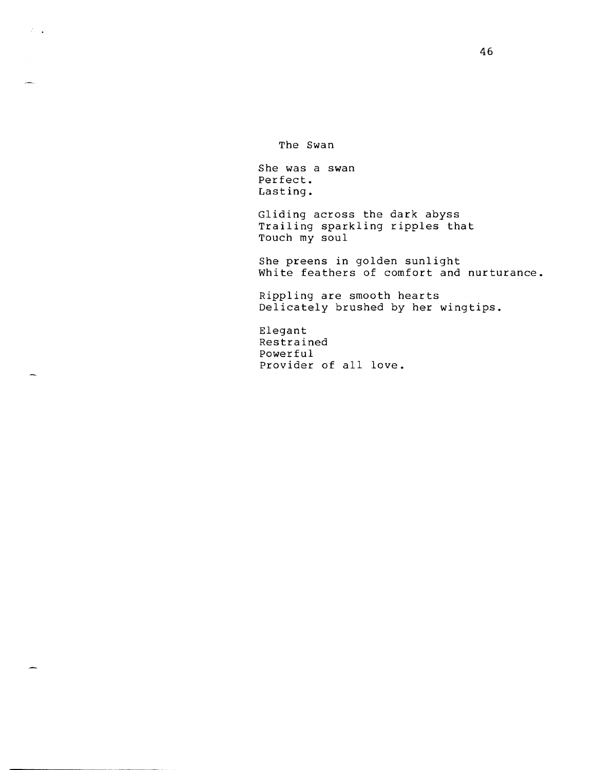## The Swan

She was a swan  
Perfect.  
Lasting.

Gliding across the dark abyss  
Trailing sparkling ripples that  
Touch my soul

She preens in golden sunlight  
White feathers of comfort and nurturance.

Rippling are smooth hearts  
Delicately brushed by her wingtips.

Elegant  
Restrained  
Powerful  
Provider of all love.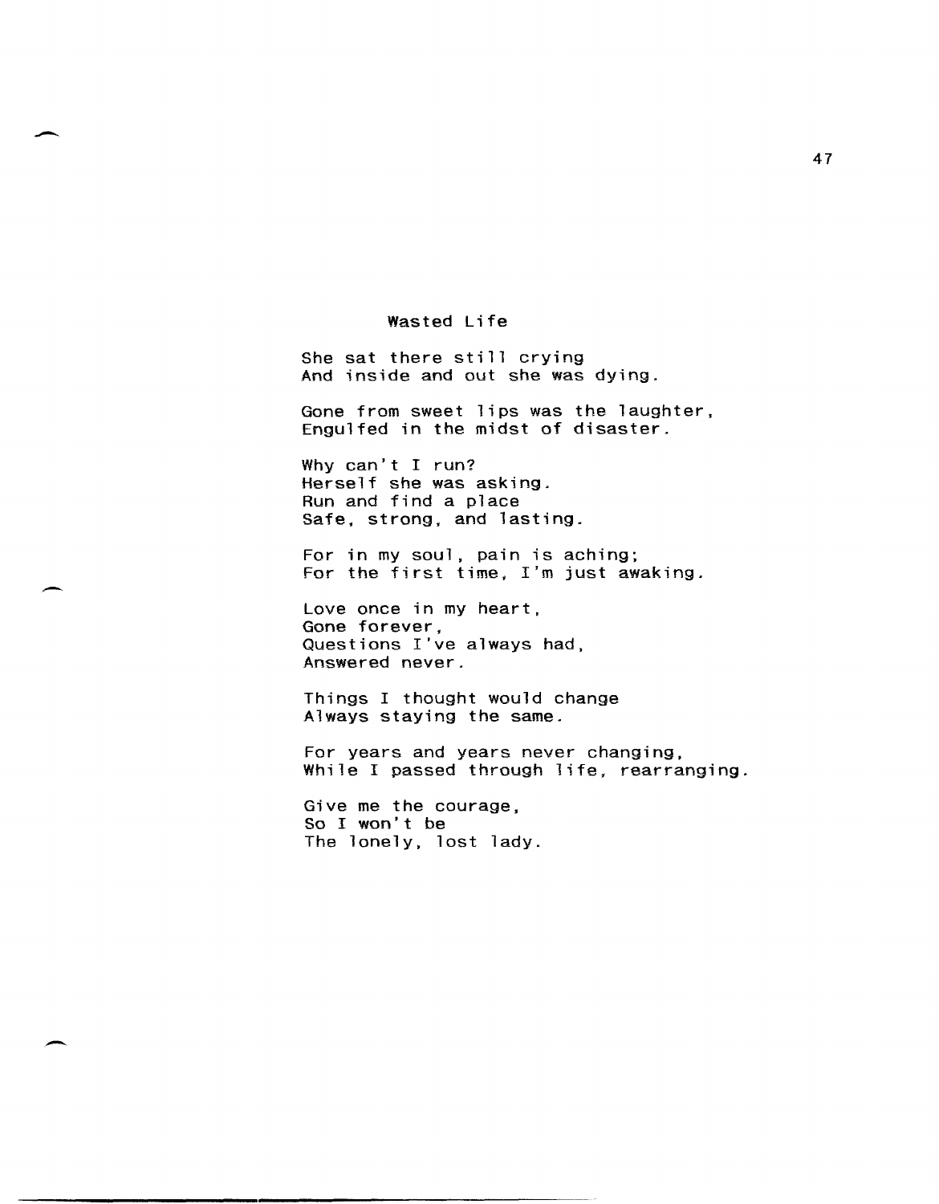## Wasted Life

She sat there still crying
And inside and out she was dying.

Gone from sweet lips was the laughter,
Engulfed in the midst of disaster.

Why can't I run?
Herself she was asking.
Run and find a place
Safe, strong, and lasting.

For in my soul, pain is aching;
For the first time, I'm just awaking.

Love once in my heart,
Gone forever,
Questions I've always had,
Answered never.

Things I thought would change
Always staying the same.

For years and years never changing,
While I passed through life, rearranging.

Give me the courage,
So I won't be
The lonely, lost lady.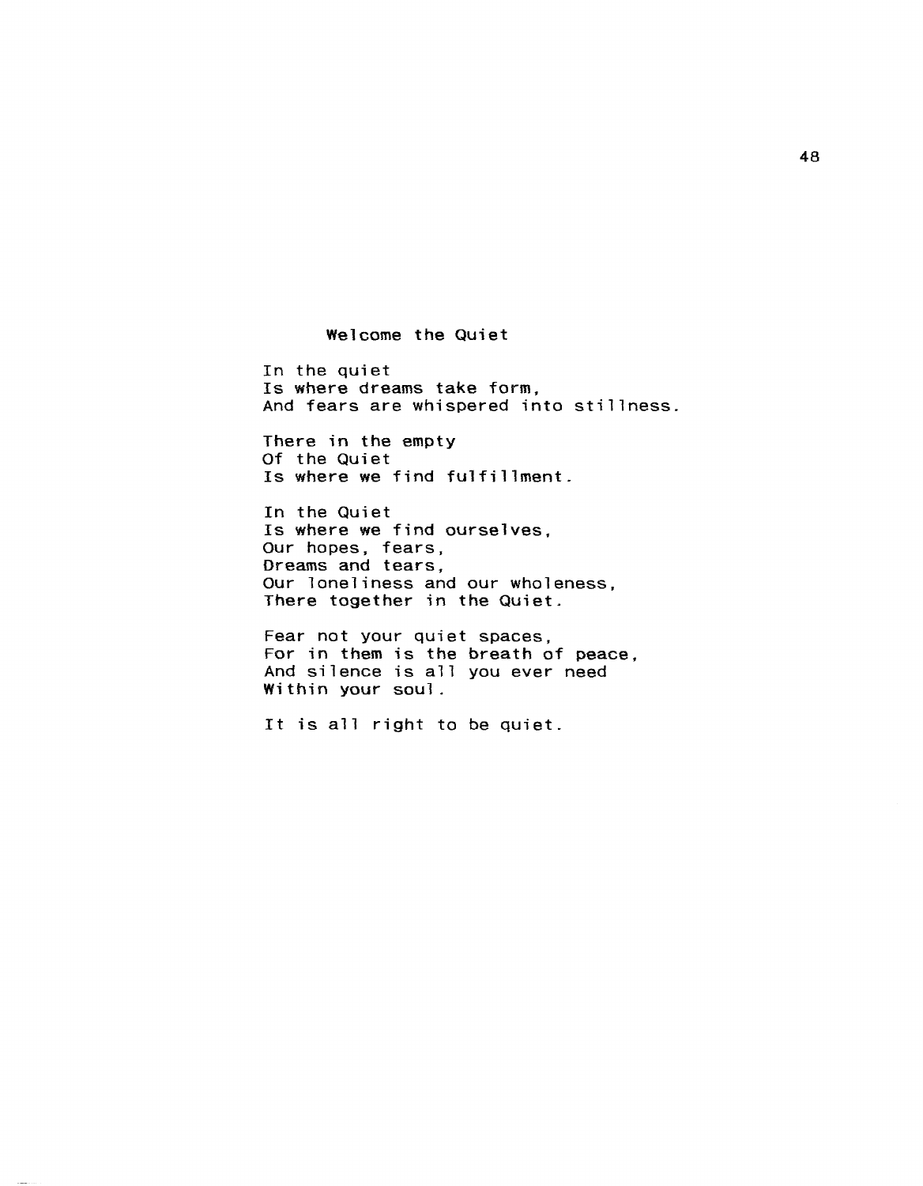## Welcome the Quiet

In the quiet  
Is where dreams take form,  
And fears are whispered into stillness.

There in the empty  
Of the Quiet  
Is where we find fulfillment.

In the Quiet  
Is where we find ourselves,  
Our hopes, fears,  
Dreams and tears,  
Our loneliness and our wholeness,  
There together in the Quiet.

Fear not your quiet spaces,  
For in them is the breath of peace,  
And silence is all you ever need  
Within your soul.

It is all right to be quiet.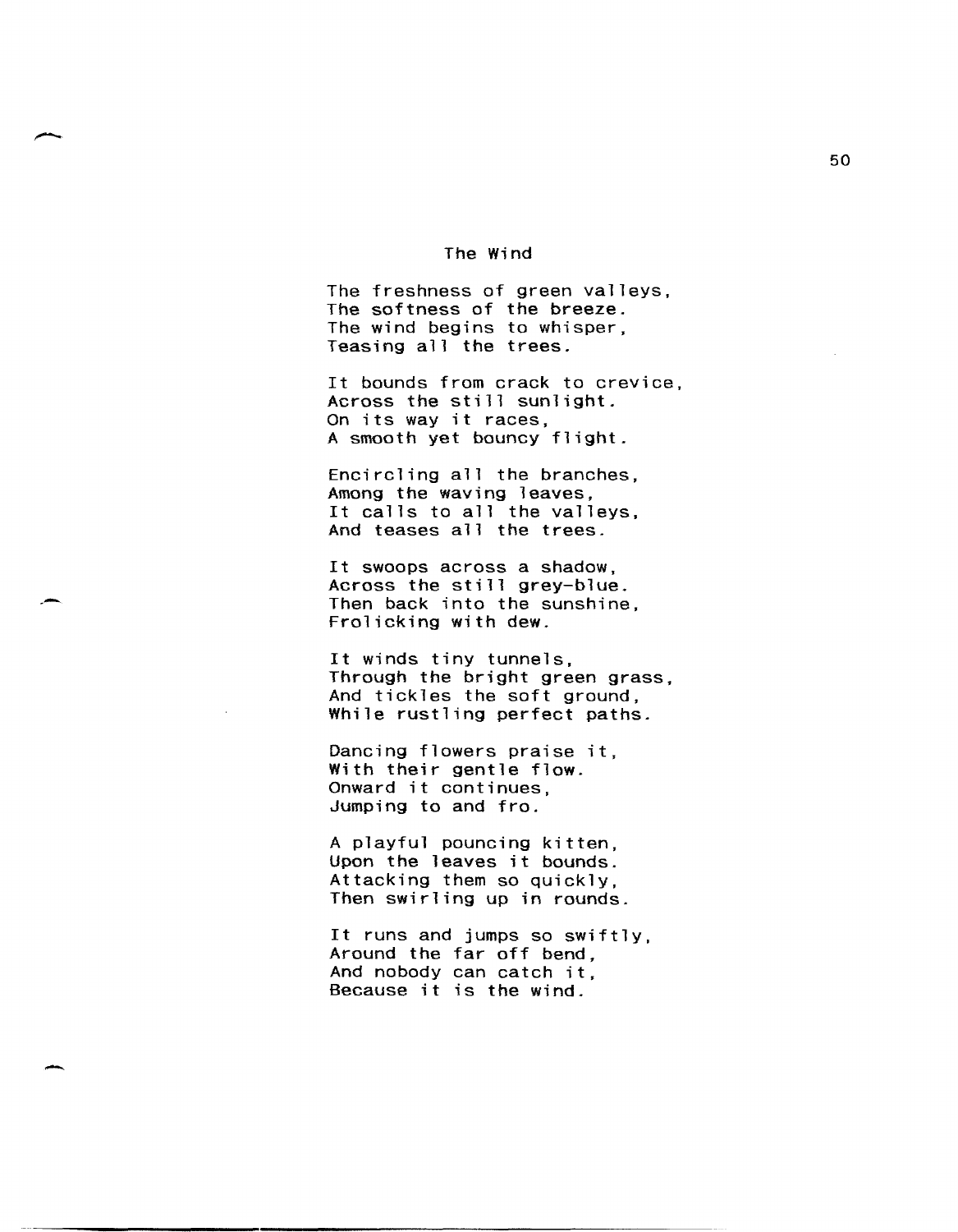## The Wind

The freshness of green valleys,  
The softness of the breeze.  
The wind begins to whisper,  
Teasing all the trees.

It bounds from crack to crevice,  
Across the still sunlight.  
On its way it races,  
A smooth yet bouncy flight.

Encircling all the branches,  
Among the waving leaves,  
It calls to all the valleys,  
And teases all the trees.

It swoops across a shadow,  
Across the still grey-blue.  
Then back into the sunshine,  
Frolicking with dew.

It winds tiny tunnels,  
Through the bright green grass,  
And tickles the soft ground,  
While rustling perfect paths.

Dancing flowers praise it,  
With their gentle flow.  
Onward it continues,  
Jumping to and fro.

A playful pouncing kitten,  
Upon the leaves it bounds.  
Attacking them so quickly,  
Then swirling up in rounds.

It runs and jumps so swiftly,  
Around the far off bend,  
And nobody can catch it,  
Because it is the wind.